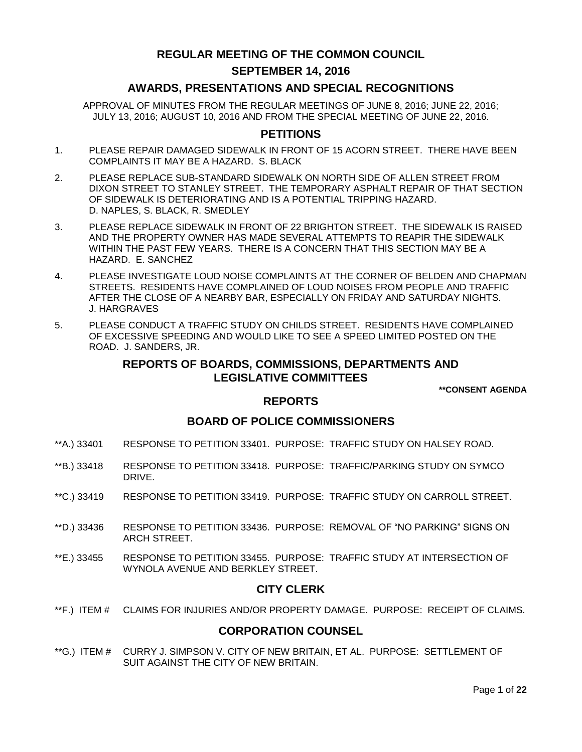# REGULAR MEETING OF THE COMMON COUNCIL

## SEPTEMBER 14, 2016

## AWARDS, PRESENTATIONS AND SPECIAL RECOGNITIONS

APPROVAL OF MINUTES FROM THE REGULAR MEETINGS OF JUNE 8, 2016; JUNE 22, 2016; JULY 13, 2016; AUGUST 10, 2016 AND FROM THE SPECIAL MEETING OF JUNE 22, 2016.

## PETITIONS

1. PLEASE REPAIR DAMAGED SIDEWALK IN FRONT OF 15 ACORN STREET. THERE HAVE BEEN COMPLAINTS IT MAY BE A HAZARD. S. BLACK

2. PLEASE REPLACE SUB-STANDARD SIDEWALK ON NORTH SIDE OF ALLEN STREET FROM DIXON STREET TO STANLEY STREET. THE TEMPORARY ASPHALT REPAIR OF THAT SECTION OF SIDEWALK IS DETERIORATING AND IS A POTENTIAL TRIPPING HAZARD. D. NAPLES, S. BLACK, R. SMEDLEY

3. PLEASE REPLACE SIDEWALK IN FRONT OF 22 BRIGHTON STREET. THE SIDEWALK IS RAISED AND THE PROPERTY OWNER HAS MADE SEVERAL ATTEMPTS TO REAPIR THE SIDEWALK WITHIN THE PAST FEW YEARS. THERE IS A CONCERN THAT THIS SECTION MAY BE A HAZARD. E. SANCHEZ

4. PLEASE INVESTIGATE LOUD NOISE COMPLAINTS AT THE CORNER OF BELDEN AND CHAPMAN STREETS. RESIDENTS HAVE COMPLAINED OF LOUD NOISES FROM PEOPLE AND TRAFFIC AFTER THE CLOSE OF A NEARBY BAR, ESPECIALLY ON FRIDAY AND SATURDAY NIGHTS. J. HARGRAVES

5. PLEASE CONDUCT A TRAFFIC STUDY ON CHILDS STREET. RESIDENTS HAVE COMPLAINED OF EXCESSIVE SPEEDING AND WOULD LIKE TO SEE A SPEED LIMITED POSTED ON THE ROAD. J. SANDERS, JR.

## REPORTS OF BOARDS, COMMISSIONS, DEPARTMENTS AND LEGISLATIVE COMMITTEES

**\*\*CONSENT AGENDA**

## REPORTS

## BOARD OF POLICE COMMISSIONERS

**A.) 33401 RESPONSE TO PETITION 33401. PURPOSE: TRAFFIC STUDY ON HALSEY ROAD.

**B.) 33418 RESPONSE TO PETITION 33418. PURPOSE: TRAFFIC/PARKING STUDY ON SYMCO DRIVE.

**C.) 33419 RESPONSE TO PETITION 33419. PURPOSE: TRAFFIC STUDY ON CARROLL STREET.

**D.) 33436 RESPONSE TO PETITION 33436. PURPOSE: REMOVAL OF "NO PARKING" SIGNS ON ARCH STREET.

**E.) 33455 RESPONSE TO PETITION 33455. PURPOSE: TRAFFIC STUDY AT INTERSECTION OF WYNOLA AVENUE AND BERKLEY STREET.

## CITY CLERK

**F.) ITEM # CLAIMS FOR INJURIES AND/OR PROPERTY DAMAGE. PURPOSE: RECEIPT OF CLAIMS.

## CORPORATION COUNSEL

**G.) ITEM # CURRY J. SIMPSON V. CITY OF NEW BRITAIN, ET AL. PURPOSE: SETTLEMENT OF SUIT AGAINST THE CITY OF NEW BRITAIN.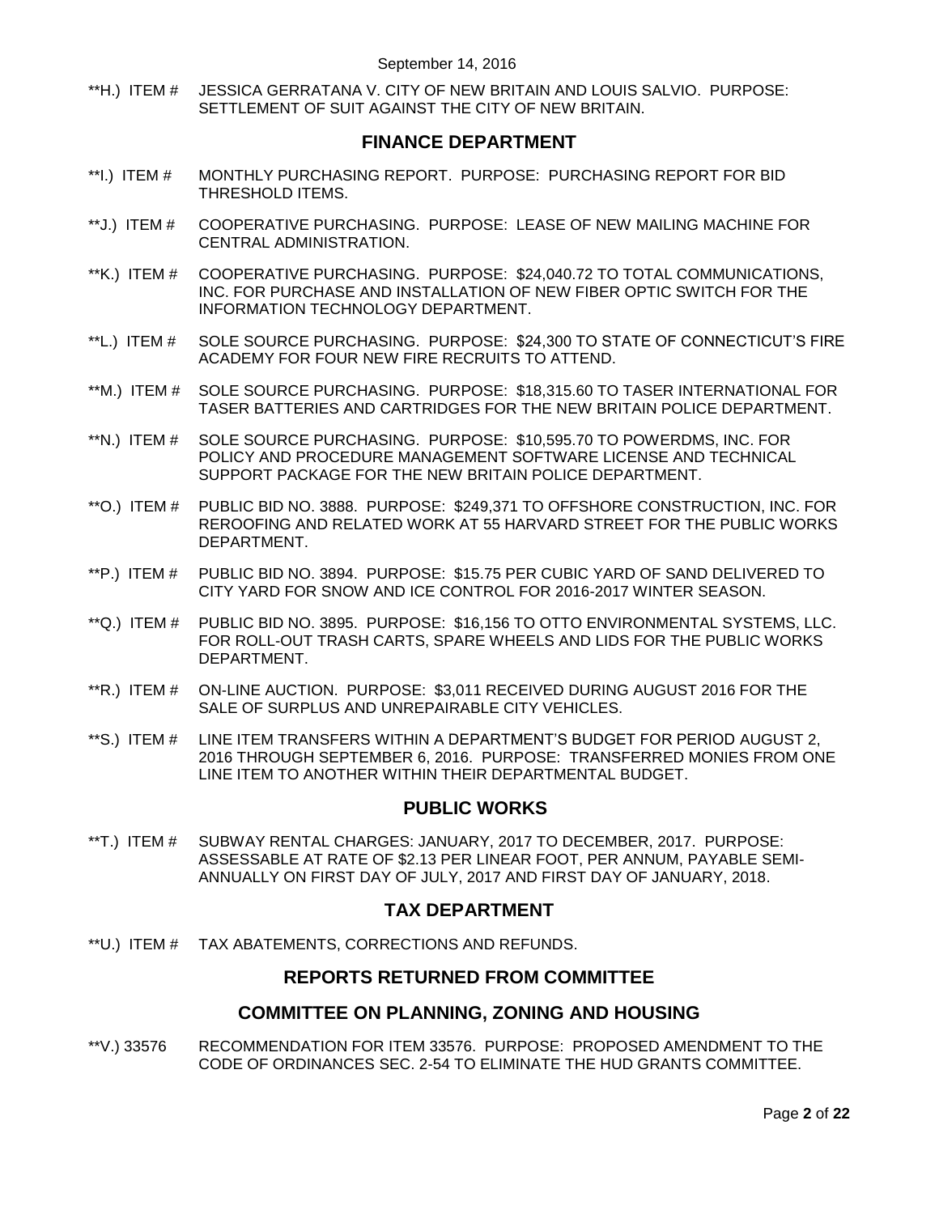**H.) ITEM # JESSICA GERRATANA V. CITY OF NEW BRITAIN AND LOUIS SALVIO. PURPOSE: SETTLEMENT OF SUIT AGAINST THE CITY OF NEW BRITAIN.

## FINANCE DEPARTMENT

**I.) ITEM # MONTHLY PURCHASING REPORT. PURPOSE: PURCHASING REPORT FOR BID THRESHOLD ITEMS.

**J.) ITEM # COOPERATIVE PURCHASING. PURPOSE: LEASE OF NEW MAILING MACHINE FOR CENTRAL ADMINISTRATION.

**K.) ITEM # COOPERATIVE PURCHASING. PURPOSE: $24,040.72 TO TOTAL COMMUNICATIONS, INC. FOR PURCHASE AND INSTALLATION OF NEW FIBER OPTIC SWITCH FOR THE INFORMATION TECHNOLOGY DEPARTMENT.

**L.) ITEM # SOLE SOURCE PURCHASING. PURPOSE: $24,300 TO STATE OF CONNECTICUT'S FIRE ACADEMY FOR FOUR NEW FIRE RECRUITS TO ATTEND.

**M.) ITEM # SOLE SOURCE PURCHASING. PURPOSE: $18,315.60 TO TASER INTERNATIONAL FOR TASER BATTERIES AND CARTRIDGES FOR THE NEW BRITAIN POLICE DEPARTMENT.

**N.) ITEM # SOLE SOURCE PURCHASING. PURPOSE: $10,595.70 TO POWERDMS, INC. FOR POLICY AND PROCEDURE MANAGEMENT SOFTWARE LICENSE AND TECHNICAL SUPPORT PACKAGE FOR THE NEW BRITAIN POLICE DEPARTMENT.

**O.) ITEM # PUBLIC BID NO. 3888. PURPOSE: $249,371 TO OFFSHORE CONSTRUCTION, INC. FOR REROOFING AND RELATED WORK AT 55 HARVARD STREET FOR THE PUBLIC WORKS DEPARTMENT.

**P.) ITEM # PUBLIC BID NO. 3894. PURPOSE: $15.75 PER CUBIC YARD OF SAND DELIVERED TO CITY YARD FOR SNOW AND ICE CONTROL FOR 2016-2017 WINTER SEASON.

**Q.) ITEM # PUBLIC BID NO. 3895. PURPOSE: $16,156 TO OTTO ENVIRONMENTAL SYSTEMS, LLC. FOR ROLL-OUT TRASH CARTS, SPARE WHEELS AND LIDS FOR THE PUBLIC WORKS DEPARTMENT.

**R.) ITEM # ON-LINE AUCTION. PURPOSE: $3,011 RECEIVED DURING AUGUST 2016 FOR THE SALE OF SURPLUS AND UNREPAIRABLE CITY VEHICLES.

**S.) ITEM # LINE ITEM TRANSFERS WITHIN A DEPARTMENT'S BUDGET FOR PERIOD AUGUST 2, 2016 THROUGH SEPTEMBER 6, 2016. PURPOSE: TRANSFERRED MONIES FROM ONE LINE ITEM TO ANOTHER WITHIN THEIR DEPARTMENTAL BUDGET.

## PUBLIC WORKS

**T.) ITEM # SUBWAY RENTAL CHARGES: JANUARY, 2017 TO DECEMBER, 2017. PURPOSE: ASSESSABLE AT RATE OF $2.13 PER LINEAR FOOT, PER ANNUM, PAYABLE SEMI-ANNUALLY ON FIRST DAY OF JULY, 2017 AND FIRST DAY OF JANUARY, 2018.

## TAX DEPARTMENT

**U.) ITEM # TAX ABATEMENTS, CORRECTIONS AND REFUNDS.

## REPORTS RETURNED FROM COMMITTEE

## COMMITTEE ON PLANNING, ZONING AND HOUSING

**V.) 33576 RECOMMENDATION FOR ITEM 33576. PURPOSE: PROPOSED AMENDMENT TO THE CODE OF ORDINANCES SEC. 2-54 TO ELIMINATE THE HUD GRANTS COMMITTEE.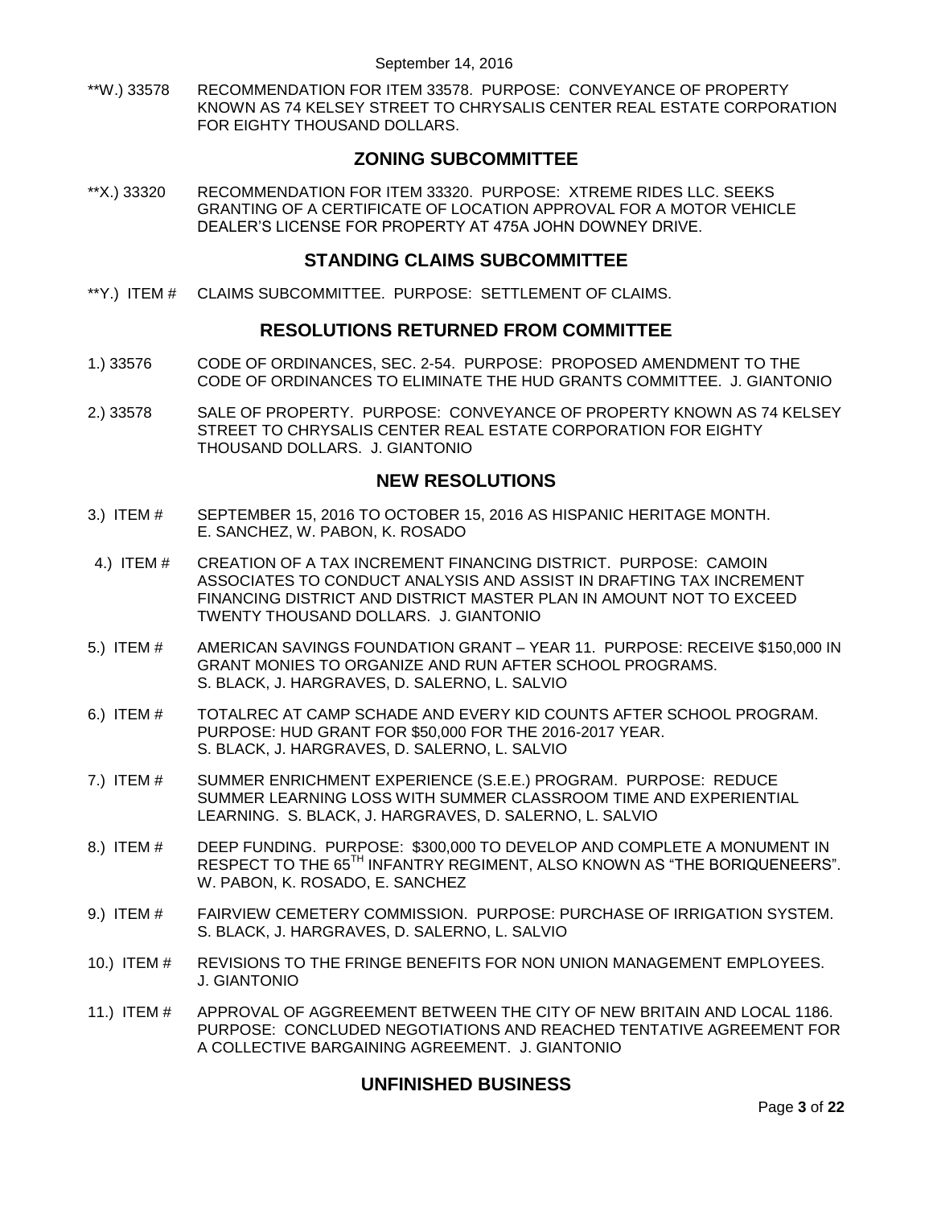**W.) 33578 RECOMMENDATION FOR ITEM 33578. PURPOSE: CONVEYANCE OF PROPERTY KNOWN AS 74 KELSEY STREET TO CHRYSALIS CENTER REAL ESTATE CORPORATION FOR EIGHTY THOUSAND DOLLARS.

## ZONING SUBCOMMITTEE

**X.) 33320 RECOMMENDATION FOR ITEM 33320. PURPOSE: XTREME RIDES LLC. SEEKS GRANTING OF A CERTIFICATE OF LOCATION APPROVAL FOR A MOTOR VEHICLE DEALER'S LICENSE FOR PROPERTY AT 475A JOHN DOWNEY DRIVE.

## STANDING CLAIMS SUBCOMMITTEE

**Y.) ITEM # CLAIMS SUBCOMMITTEE. PURPOSE: SETTLEMENT OF CLAIMS.

## RESOLUTIONS RETURNED FROM COMMITTEE

1.) 33576 CODE OF ORDINANCES, SEC. 2-54. PURPOSE: PROPOSED AMENDMENT TO THE CODE OF ORDINANCES TO ELIMINATE THE HUD GRANTS COMMITTEE. J. GIANTONIO

2.) 33578 SALE OF PROPERTY. PURPOSE: CONVEYANCE OF PROPERTY KNOWN AS 74 KELSEY STREET TO CHRYSALIS CENTER REAL ESTATE CORPORATION FOR EIGHTY THOUSAND DOLLARS. J. GIANTONIO

## NEW RESOLUTIONS

3.) ITEM # SEPTEMBER 15, 2016 TO OCTOBER 15, 2016 AS HISPANIC HERITAGE MONTH. E. SANCHEZ, W. PABON, K. ROSADO

4.) ITEM # CREATION OF A TAX INCREMENT FINANCING DISTRICT. PURPOSE: CAMOIN ASSOCIATES TO CONDUCT ANALYSIS AND ASSIST IN DRAFTING TAX INCREMENT FINANCING DISTRICT AND DISTRICT MASTER PLAN IN AMOUNT NOT TO EXCEED TWENTY THOUSAND DOLLARS. J. GIANTONIO

5.) ITEM # AMERICAN SAVINGS FOUNDATION GRANT – YEAR 11. PURPOSE: RECEIVE $150,000 IN GRANT MONIES TO ORGANIZE AND RUN AFTER SCHOOL PROGRAMS. S. BLACK, J. HARGRAVES, D. SALERNO, L. SALVIO

6.) ITEM # TOTALREC AT CAMP SCHADE AND EVERY KID COUNTS AFTER SCHOOL PROGRAM. PURPOSE: HUD GRANT FOR $50,000 FOR THE 2016-2017 YEAR. S. BLACK, J. HARGRAVES, D. SALERNO, L. SALVIO

7.) ITEM # SUMMER ENRICHMENT EXPERIENCE (S.E.E.) PROGRAM. PURPOSE: REDUCE SUMMER LEARNING LOSS WITH SUMMER CLASSROOM TIME AND EXPERIENTIAL LEARNING. S. BLACK, J. HARGRAVES, D. SALERNO, L. SALVIO

8.) ITEM # DEEP FUNDING. PURPOSE: $300,000 TO DEVELOP AND COMPLETE A MONUMENT IN RESPECT TO THE 65TH INFANTRY REGIMENT, ALSO KNOWN AS "THE BORIQUENEERS". W. PABON, K. ROSADO, E. SANCHEZ

9.) ITEM # FAIRVIEW CEMETERY COMMISSION. PURPOSE: PURCHASE OF IRRIGATION SYSTEM. S. BLACK, J. HARGRAVES, D. SALERNO, L. SALVIO

10.) ITEM # REVISIONS TO THE FRINGE BENEFITS FOR NON UNION MANAGEMENT EMPLOYEES. J. GIANTONIO

11.) ITEM # APPROVAL OF AGGREEMENT BETWEEN THE CITY OF NEW BRITAIN AND LOCAL 1186. PURPOSE: CONCLUDED NEGOTIATIONS AND REACHED TENTATIVE AGREEMENT FOR A COLLECTIVE BARGAINING AGREEMENT. J. GIANTONIO

## UNFINISHED BUSINESS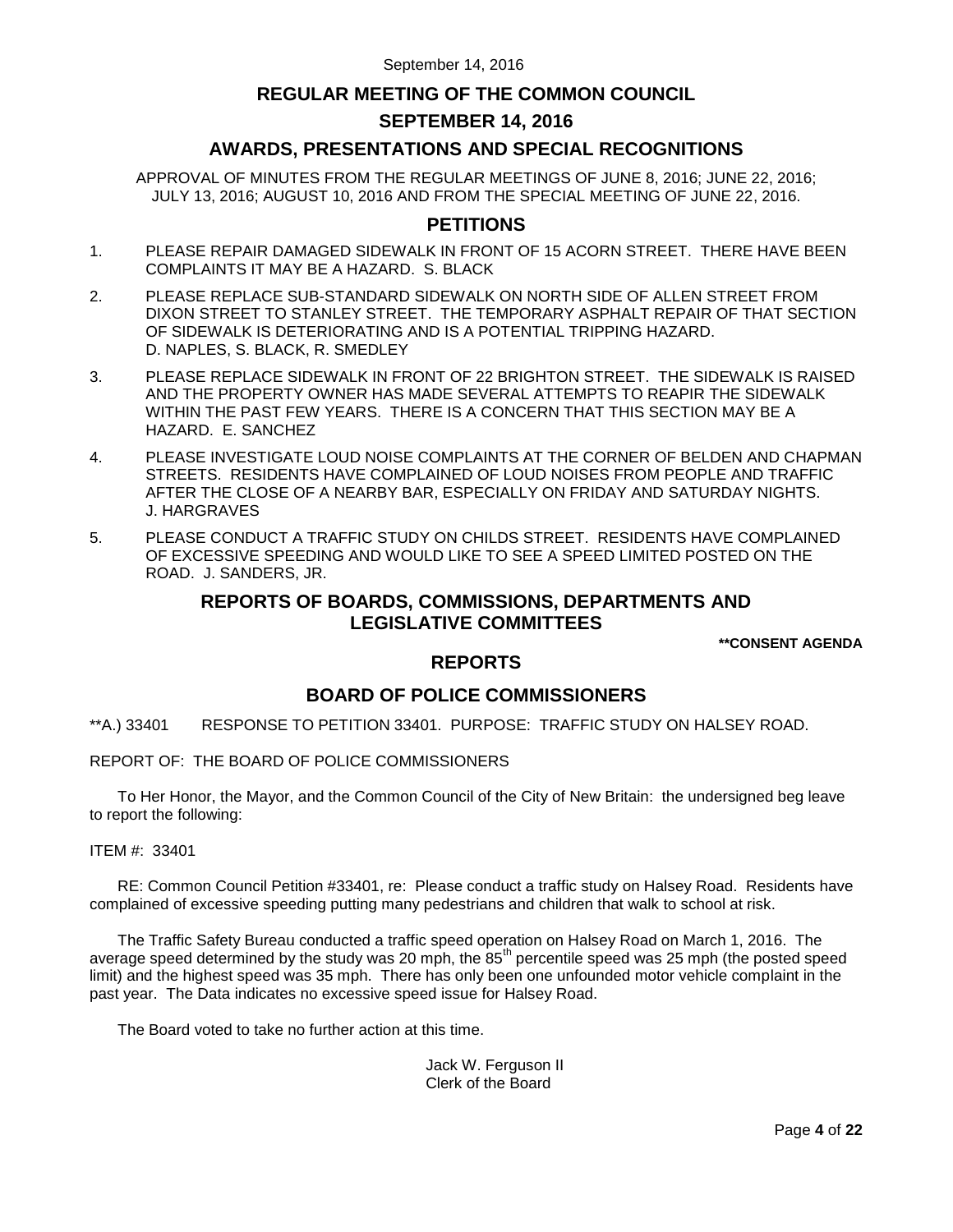# REGULAR MEETING OF THE COMMON COUNCIL

## SEPTEMBER 14, 2016

## AWARDS, PRESENTATIONS AND SPECIAL RECOGNITIONS

APPROVAL OF MINUTES FROM THE REGULAR MEETINGS OF JUNE 8, 2016; JUNE 22, 2016; JULY 13, 2016; AUGUST 10, 2016 AND FROM THE SPECIAL MEETING OF JUNE 22, 2016.

## PETITIONS

1. PLEASE REPAIR DAMAGED SIDEWALK IN FRONT OF 15 ACORN STREET. THERE HAVE BEEN COMPLAINTS IT MAY BE A HAZARD. S. BLACK
2. PLEASE REPLACE SUB-STANDARD SIDEWALK ON NORTH SIDE OF ALLEN STREET FROM DIXON STREET TO STANLEY STREET. THE TEMPORARY ASPHALT REPAIR OF THAT SECTION OF SIDEWALK IS DETERIORATING AND IS A POTENTIAL TRIPPING HAZARD. D. NAPLES, S. BLACK, R. SMEDLEY
3. PLEASE REPLACE SIDEWALK IN FRONT OF 22 BRIGHTON STREET. THE SIDEWALK IS RAISED AND THE PROPERTY OWNER HAS MADE SEVERAL ATTEMPTS TO REAPIR THE SIDEWALK WITHIN THE PAST FEW YEARS. THERE IS A CONCERN THAT THIS SECTION MAY BE A HAZARD. E. SANCHEZ
4. PLEASE INVESTIGATE LOUD NOISE COMPLAINTS AT THE CORNER OF BELDEN AND CHAPMAN STREETS. RESIDENTS HAVE COMPLAINED OF LOUD NOISES FROM PEOPLE AND TRAFFIC AFTER THE CLOSE OF A NEARBY BAR, ESPECIALLY ON FRIDAY AND SATURDAY NIGHTS. J. HARGRAVES
5. PLEASE CONDUCT A TRAFFIC STUDY ON CHILDS STREET. RESIDENTS HAVE COMPLAINED OF EXCESSIVE SPEEDING AND WOULD LIKE TO SEE A SPEED LIMITED POSTED ON THE ROAD. J. SANDERS, JR.

## REPORTS OF BOARDS, COMMISSIONS, DEPARTMENTS AND LEGISLATIVE COMMITTEES

**CONSENT AGENDA

## REPORTS

## BOARD OF POLICE COMMISSIONERS

**A.) 33401 RESPONSE TO PETITION 33401. PURPOSE: TRAFFIC STUDY ON HALSEY ROAD.

REPORT OF: THE BOARD OF POLICE COMMISSIONERS

To Her Honor, the Mayor, and the Common Council of the City of New Britain: the undersigned beg leave to report the following:

ITEM #: 33401

RE: Common Council Petition #33401, re: Please conduct a traffic study on Halsey Road. Residents have complained of excessive speeding putting many pedestrians and children that walk to school at risk.

The Traffic Safety Bureau conducted a traffic speed operation on Halsey Road on March 1, 2016. The average speed determined by the study was 20 mph, the 85th percentile speed was 25 mph (the posted speed limit) and the highest speed was 35 mph. There has only been one unfounded motor vehicle complaint in the past year. The Data indicates no excessive speed issue for Halsey Road.

The Board voted to take no further action at this time.

Jack W. Ferguson II
Clerk of the Board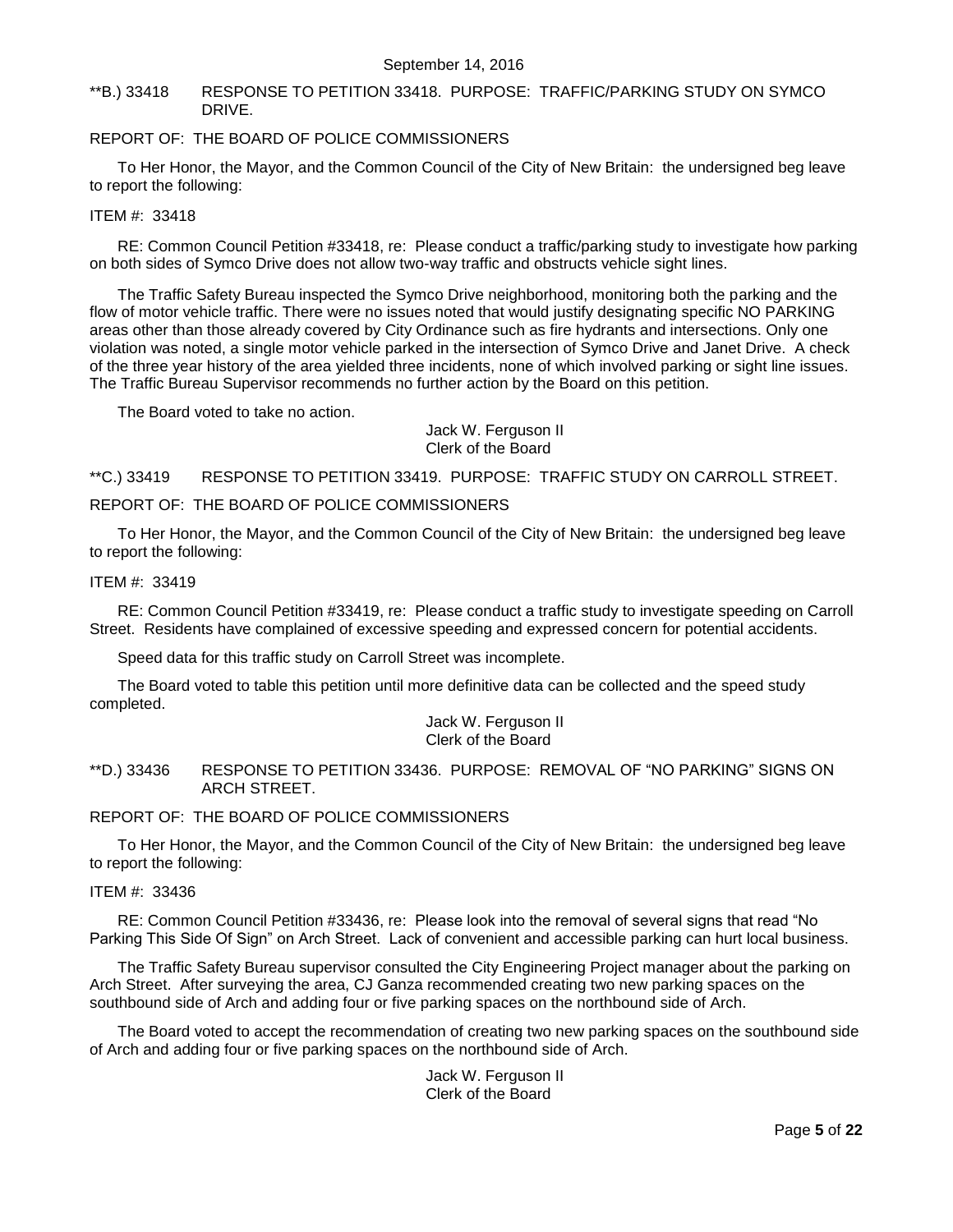September 14, 2016

**B.) 33418 RESPONSE TO PETITION 33418. PURPOSE: TRAFFIC/PARKING STUDY ON SYMCO DRIVE.

REPORT OF: THE BOARD OF POLICE COMMISSIONERS

To Her Honor, the Mayor, and the Common Council of the City of New Britain: the undersigned beg leave to report the following:

ITEM #: 33418

RE: Common Council Petition #33418, re: Please conduct a traffic/parking study to investigate how parking on both sides of Symco Drive does not allow two-way traffic and obstructs vehicle sight lines.

The Traffic Safety Bureau inspected the Symco Drive neighborhood, monitoring both the parking and the flow of motor vehicle traffic. There were no issues noted that would justify designating specific NO PARKING areas other than those already covered by City Ordinance such as fire hydrants and intersections. Only one violation was noted, a single motor vehicle parked in the intersection of Symco Drive and Janet Drive. A check of the three year history of the area yielded three incidents, none of which involved parking or sight line issues. The Traffic Bureau Supervisor recommends no further action by the Board on this petition.

The Board voted to take no action.

Jack W. Ferguson II
Clerk of the Board

**C.) 33419 RESPONSE TO PETITION 33419. PURPOSE: TRAFFIC STUDY ON CARROLL STREET.

REPORT OF: THE BOARD OF POLICE COMMISSIONERS

To Her Honor, the Mayor, and the Common Council of the City of New Britain: the undersigned beg leave to report the following:

ITEM #: 33419

RE: Common Council Petition #33419, re: Please conduct a traffic study to investigate speeding on Carroll Street. Residents have complained of excessive speeding and expressed concern for potential accidents.

Speed data for this traffic study on Carroll Street was incomplete.

The Board voted to table this petition until more definitive data can be collected and the speed study completed.

Jack W. Ferguson II
Clerk of the Board

**D.) 33436 RESPONSE TO PETITION 33436. PURPOSE: REMOVAL OF "NO PARKING" SIGNS ON ARCH STREET.

REPORT OF: THE BOARD OF POLICE COMMISSIONERS

To Her Honor, the Mayor, and the Common Council of the City of New Britain: the undersigned beg leave to report the following:

ITEM #: 33436

RE: Common Council Petition #33436, re: Please look into the removal of several signs that read "No Parking This Side Of Sign" on Arch Street. Lack of convenient and accessible parking can hurt local business.

The Traffic Safety Bureau supervisor consulted the City Engineering Project manager about the parking on Arch Street. After surveying the area, CJ Ganza recommended creating two new parking spaces on the southbound side of Arch and adding four or five parking spaces on the northbound side of Arch.

The Board voted to accept the recommendation of creating two new parking spaces on the southbound side of Arch and adding four or five parking spaces on the northbound side of Arch.

Jack W. Ferguson II
Clerk of the Board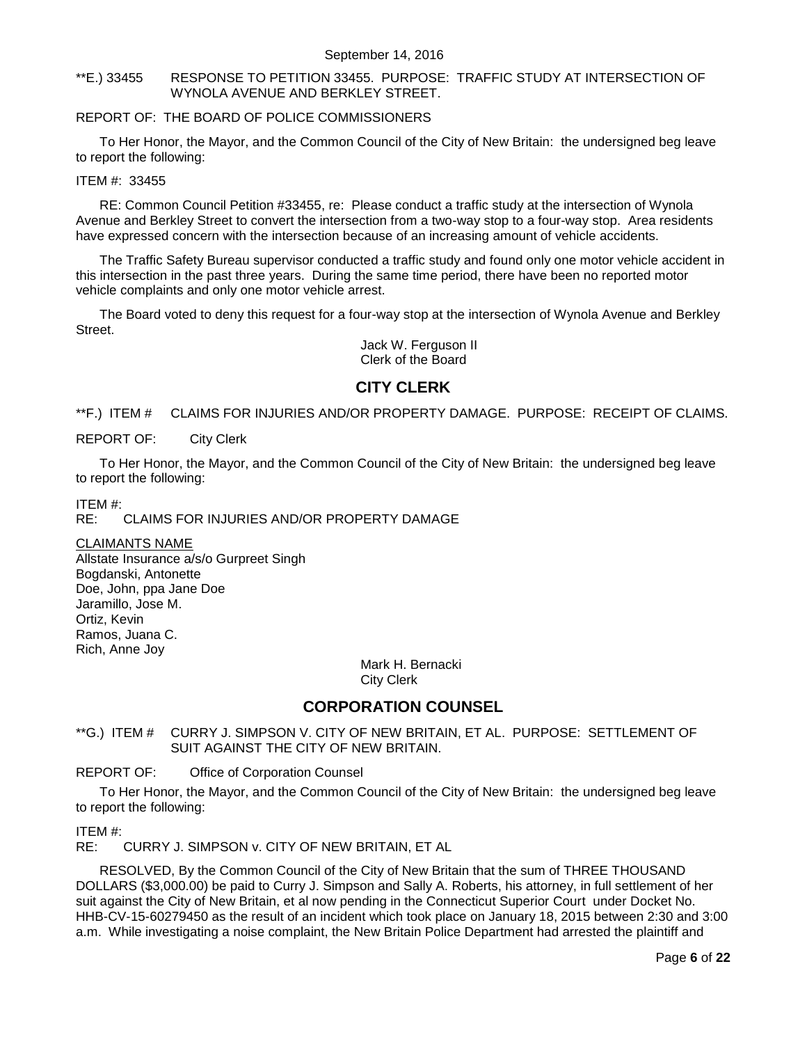**E.) 33455 RESPONSE TO PETITION 33455. PURPOSE: TRAFFIC STUDY AT INTERSECTION OF WYNOLA AVENUE AND BERKLEY STREET.

REPORT OF: THE BOARD OF POLICE COMMISSIONERS

To Her Honor, the Mayor, and the Common Council of the City of New Britain: the undersigned beg leave to report the following:

ITEM #: 33455

RE: Common Council Petition #33455, re: Please conduct a traffic study at the intersection of Wynola Avenue and Berkley Street to convert the intersection from a two-way stop to a four-way stop. Area residents have expressed concern with the intersection because of an increasing amount of vehicle accidents.

The Traffic Safety Bureau supervisor conducted a traffic study and found only one motor vehicle accident in this intersection in the past three years. During the same time period, there have been no reported motor vehicle complaints and only one motor vehicle arrest.

The Board voted to deny this request for a four-way stop at the intersection of Wynola Avenue and Berkley Street.

Jack W. Ferguson II
Clerk of the Board

## CITY CLERK

**F.) ITEM # CLAIMS FOR INJURIES AND/OR PROPERTY DAMAGE. PURPOSE: RECEIPT OF CLAIMS.

REPORT OF: City Clerk

To Her Honor, the Mayor, and the Common Council of the City of New Britain: the undersigned beg leave to report the following:

ITEM #:
RE: CLAIMS FOR INJURIES AND/OR PROPERTY DAMAGE

CLAIMANTS NAME
Allstate Insurance a/s/o Gurpreet Singh
Bogdanski, Antonette
Doe, John, ppa Jane Doe
Jaramillo, Jose M.
Ortiz, Kevin
Ramos, Juana C.
Rich, Anne Joy

Mark H. Bernacki
City Clerk

## CORPORATION COUNSEL

**G.) ITEM # CURRY J. SIMPSON V. CITY OF NEW BRITAIN, ET AL. PURPOSE: SETTLEMENT OF SUIT AGAINST THE CITY OF NEW BRITAIN.

REPORT OF: Office of Corporation Counsel

To Her Honor, the Mayor, and the Common Council of the City of New Britain: the undersigned beg leave to report the following:

ITEM #:
RE: CURRY J. SIMPSON v. CITY OF NEW BRITAIN, ET AL

RESOLVED, By the Common Council of the City of New Britain that the sum of THREE THOUSAND DOLLARS ($3,000.00) be paid to Curry J. Simpson and Sally A. Roberts, his attorney, in full settlement of her suit against the City of New Britain, et al now pending in the Connecticut Superior Court under Docket No. HHB-CV-15-60279450 as the result of an incident which took place on January 18, 2015 between 2:30 and 3:00 a.m. While investigating a noise complaint, the New Britain Police Department had arrested the plaintiff and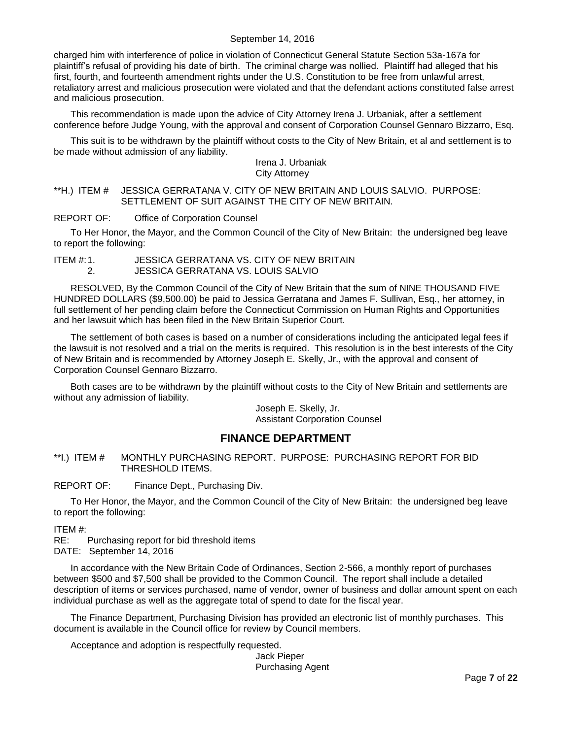charged him with interference of police in violation of Connecticut General Statute Section 53a-167a for plaintiff's refusal of providing his date of birth. The criminal charge was nollied. Plaintiff had alleged that his first, fourth, and fourteenth amendment rights under the U.S. Constitution to be free from unlawful arrest, retaliatory arrest and malicious prosecution were violated and that the defendant actions constituted false arrest and malicious prosecution.

This recommendation is made upon the advice of City Attorney Irena J. Urbaniak, after a settlement conference before Judge Young, with the approval and consent of Corporation Counsel Gennaro Bizzarro, Esq.

This suit is to be withdrawn by the plaintiff without costs to the City of New Britain, et al and settlement is to be made without admission of any liability.

Irena J. Urbaniak
City Attorney

**H.) ITEM # JESSICA GERRATANA V. CITY OF NEW BRITAIN AND LOUIS SALVIO. PURPOSE: SETTLEMENT OF SUIT AGAINST THE CITY OF NEW BRITAIN.

REPORT OF: Office of Corporation Counsel

To Her Honor, the Mayor, and the Common Council of the City of New Britain: the undersigned beg leave to report the following:

ITEM #: 1. JESSICA GERRATANA VS. CITY OF NEW BRITAIN
2. JESSICA GERRATANA VS. LOUIS SALVIO

RESOLVED, By the Common Council of the City of New Britain that the sum of NINE THOUSAND FIVE HUNDRED DOLLARS ($9,500.00) be paid to Jessica Gerratana and James F. Sullivan, Esq., her attorney, in full settlement of her pending claim before the Connecticut Commission on Human Rights and Opportunities and her lawsuit which has been filed in the New Britain Superior Court.

The settlement of both cases is based on a number of considerations including the anticipated legal fees if the lawsuit is not resolved and a trial on the merits is required. This resolution is in the best interests of the City of New Britain and is recommended by Attorney Joseph E. Skelly, Jr., with the approval and consent of Corporation Counsel Gennaro Bizzarro.

Both cases are to be withdrawn by the plaintiff without costs to the City of New Britain and settlements are without any admission of liability.

Joseph E. Skelly, Jr.
Assistant Corporation Counsel

## FINANCE DEPARTMENT

**I.) ITEM # MONTHLY PURCHASING REPORT. PURPOSE: PURCHASING REPORT FOR BID THRESHOLD ITEMS.

REPORT OF: Finance Dept., Purchasing Div.

To Her Honor, the Mayor, and the Common Council of the City of New Britain: the undersigned beg leave to report the following:

ITEM #:
RE: Purchasing report for bid threshold items
DATE: September 14, 2016

In accordance with the New Britain Code of Ordinances, Section 2-566, a monthly report of purchases between $500 and $7,500 shall be provided to the Common Council. The report shall include a detailed description of items or services purchased, name of vendor, owner of business and dollar amount spent on each individual purchase as well as the aggregate total of spend to date for the fiscal year.

The Finance Department, Purchasing Division has provided an electronic list of monthly purchases. This document is available in the Council office for review by Council members.

Acceptance and adoption is respectfully requested.

Jack Pieper
Purchasing Agent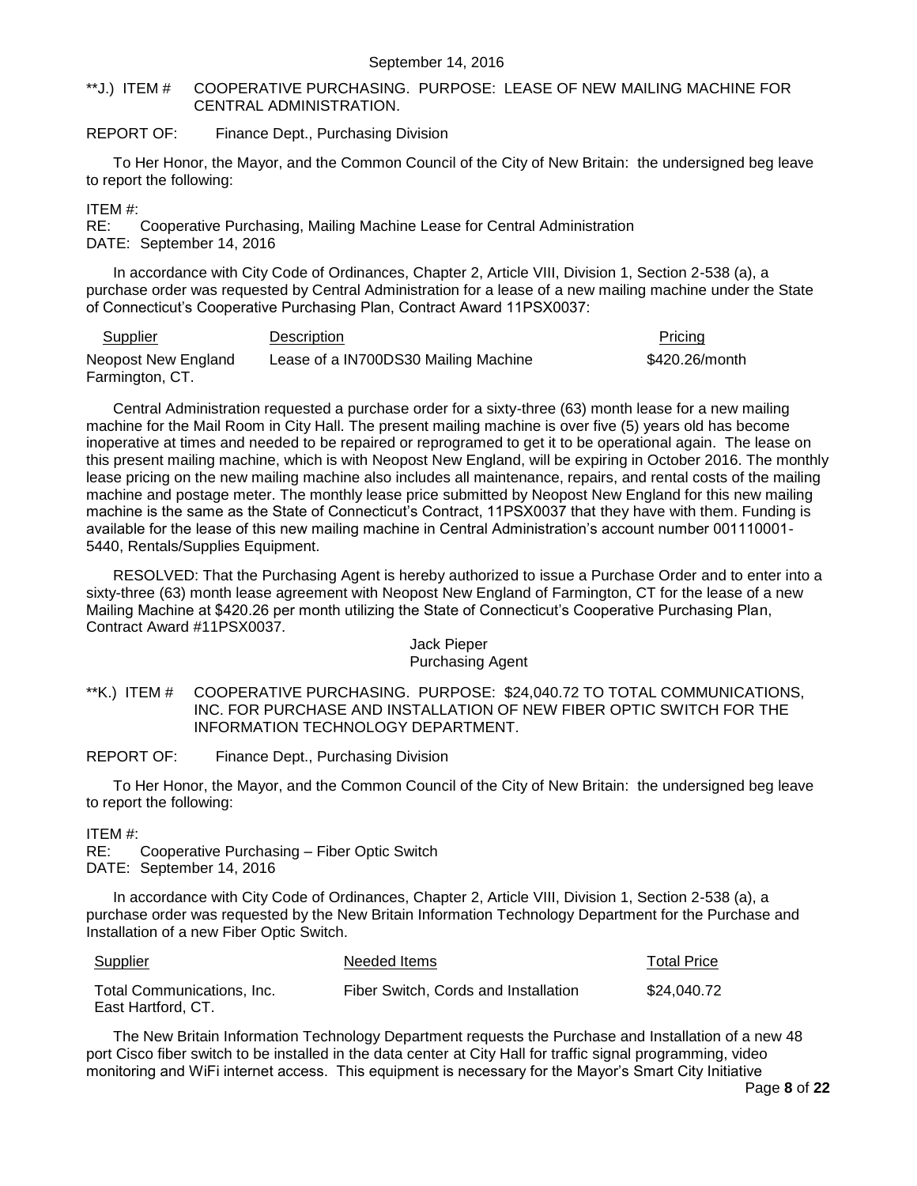**J.) ITEM # COOPERATIVE PURCHASING. PURPOSE: LEASE OF NEW MAILING MACHINE FOR CENTRAL ADMINISTRATION.

REPORT OF: Finance Dept., Purchasing Division

To Her Honor, the Mayor, and the Common Council of the City of New Britain: the undersigned beg leave to report the following:

ITEM #:
RE: Cooperative Purchasing, Mailing Machine Lease for Central Administration
DATE: September 14, 2016

In accordance with City Code of Ordinances, Chapter 2, Article VIII, Division 1, Section 2-538 (a), a purchase order was requested by Central Administration for a lease of a new mailing machine under the State of Connecticut's Cooperative Purchasing Plan, Contract Award 11PSX0037:

| Supplier | Description | Pricing |
|---|---|---|
| Neopost New England Farmington, CT. | Lease of a IN700DS30 Mailing Machine | $420.26/month |

Central Administration requested a purchase order for a sixty-three (63) month lease for a new mailing machine for the Mail Room in City Hall. The present mailing machine is over five (5) years old has become inoperative at times and needed to be repaired or reprogramed to get it to be operational again. The lease on this present mailing machine, which is with Neopost New England, will be expiring in October 2016. The monthly lease pricing on the new mailing machine also includes all maintenance, repairs, and rental costs of the mailing machine and postage meter. The monthly lease price submitted by Neopost New England for this new mailing machine is the same as the State of Connecticut's Contract, 11PSX0037 that they have with them. Funding is available for the lease of this new mailing machine in Central Administration's account number 001110001-5440, Rentals/Supplies Equipment.

RESOLVED: That the Purchasing Agent is hereby authorized to issue a Purchase Order and to enter into a sixty-three (63) month lease agreement with Neopost New England of Farmington, CT for the lease of a new Mailing Machine at $420.26 per month utilizing the State of Connecticut's Cooperative Purchasing Plan, Contract Award #11PSX0037.

Jack Pieper
Purchasing Agent

**K.) ITEM # COOPERATIVE PURCHASING. PURPOSE: $24,040.72 TO TOTAL COMMUNICATIONS, INC. FOR PURCHASE AND INSTALLATION OF NEW FIBER OPTIC SWITCH FOR THE INFORMATION TECHNOLOGY DEPARTMENT.

REPORT OF: Finance Dept., Purchasing Division

To Her Honor, the Mayor, and the Common Council of the City of New Britain: the undersigned beg leave to report the following:

ITEM #:
RE: Cooperative Purchasing – Fiber Optic Switch
DATE: September 14, 2016

In accordance with City Code of Ordinances, Chapter 2, Article VIII, Division 1, Section 2-538 (a), a purchase order was requested by the New Britain Information Technology Department for the Purchase and Installation of a new Fiber Optic Switch.

| Supplier | Needed Items | Total Price |
|---|---|---|
| Total Communications, Inc. East Hartford, CT. | Fiber Switch, Cords and Installation | $24,040.72 |

The New Britain Information Technology Department requests the Purchase and Installation of a new 48 port Cisco fiber switch to be installed in the data center at City Hall for traffic signal programming, video monitoring and WiFi internet access. This equipment is necessary for the Mayor's Smart City Initiative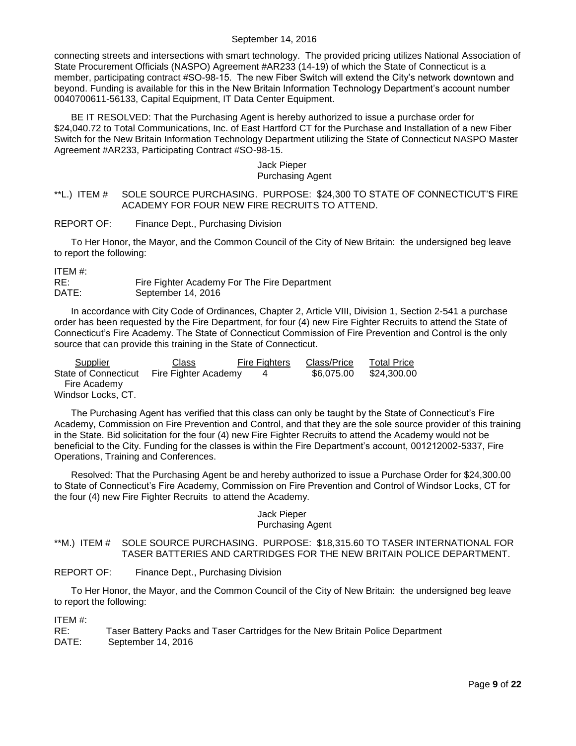connecting streets and intersections with smart technology. The provided pricing utilizes National Association of State Procurement Officials (NASPO) Agreement #AR233 (14-19) of which the State of Connecticut is a member, participating contract #SO-98-15. The new Fiber Switch will extend the City's network downtown and beyond. Funding is available for this in the New Britain Information Technology Department's account number 0040700611-56133, Capital Equipment, IT Data Center Equipment.

BE IT RESOLVED: That the Purchasing Agent is hereby authorized to issue a purchase order for $24,040.72 to Total Communications, Inc. of East Hartford CT for the Purchase and Installation of a new Fiber Switch for the New Britain Information Technology Department utilizing the State of Connecticut NASPO Master Agreement #AR233, Participating Contract #SO-98-15.

Jack Pieper
Purchasing Agent

**L.) ITEM # SOLE SOURCE PURCHASING. PURPOSE: $24,300 TO STATE OF CONNECTICUT'S FIRE ACADEMY FOR FOUR NEW FIRE RECRUITS TO ATTEND.

REPORT OF: Finance Dept., Purchasing Division

To Her Honor, the Mayor, and the Common Council of the City of New Britain: the undersigned beg leave to report the following:

ITEM #:
RE: Fire Fighter Academy For The Fire Department
DATE: September 14, 2016

In accordance with City Code of Ordinances, Chapter 2, Article VIII, Division 1, Section 2-541 a purchase order has been requested by the Fire Department, for four (4) new Fire Fighter Recruits to attend the State of Connecticut's Fire Academy. The State of Connecticut Commission of Fire Prevention and Control is the only source that can provide this training in the State of Connecticut.

| Supplier | Class | Fire Fighters | Class/Price | Total Price |
|---|---|---|---|---|
| State of Connecticut Fire Academy Windsor Locks, CT. | Fire Fighter Academy | 4 | $6,075.00 | $24,300.00 |

The Purchasing Agent has verified that this class can only be taught by the State of Connecticut's Fire Academy, Commission on Fire Prevention and Control, and that they are the sole source provider of this training in the State. Bid solicitation for the four (4) new Fire Fighter Recruits to attend the Academy would not be beneficial to the City. Funding for the classes is within the Fire Department's account, 001212002-5337, Fire Operations, Training and Conferences.

Resolved: That the Purchasing Agent be and hereby authorized to issue a Purchase Order for $24,300.00 to State of Connecticut's Fire Academy, Commission on Fire Prevention and Control of Windsor Locks, CT for the four (4) new Fire Fighter Recruits to attend the Academy.

Jack Pieper
Purchasing Agent

**M.) ITEM # SOLE SOURCE PURCHASING. PURPOSE: $18,315.60 TO TASER INTERNATIONAL FOR TASER BATTERIES AND CARTRIDGES FOR THE NEW BRITAIN POLICE DEPARTMENT.

REPORT OF: Finance Dept., Purchasing Division

To Her Honor, the Mayor, and the Common Council of the City of New Britain: the undersigned beg leave to report the following:

ITEM #:
RE: Taser Battery Packs and Taser Cartridges for the New Britain Police Department
DATE: September 14, 2016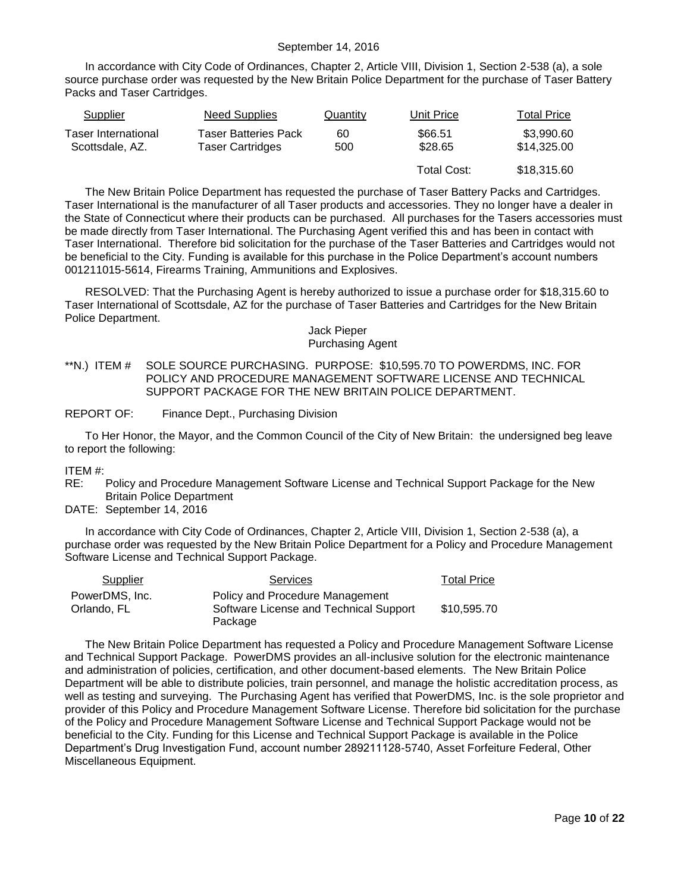September 14, 2016

In accordance with City Code of Ordinances, Chapter 2, Article VIII, Division 1, Section 2-538 (a), a sole source purchase order was requested by the New Britain Police Department for the purchase of Taser Battery Packs and Taser Cartridges.

| Supplier | Need Supplies | Quantity | Unit Price | Total Price |
|---|---|---|---|---|
| Taser International | Taser Batteries Pack | 60 | $66.51 | $3,990.60 |
| Scottsdale, AZ. | Taser Cartridges | 500 | $28.65 | $14,325.00 |
| | | | Total Cost: | $18,315.60 |

The New Britain Police Department has requested the purchase of Taser Battery Packs and Cartridges. Taser International is the manufacturer of all Taser products and accessories. They no longer have a dealer in the State of Connecticut where their products can be purchased. All purchases for the Tasers accessories must be made directly from Taser International. The Purchasing Agent verified this and has been in contact with Taser International. Therefore bid solicitation for the purchase of the Taser Batteries and Cartridges would not be beneficial to the City. Funding is available for this purchase in the Police Department's account numbers 001211015-5614, Firearms Training, Ammunitions and Explosives.

RESOLVED: That the Purchasing Agent is hereby authorized to issue a purchase order for $18,315.60 to Taser International of Scottsdale, AZ for the purchase of Taser Batteries and Cartridges for the New Britain Police Department.

Jack Pieper
Purchasing Agent

**N.) ITEM # SOLE SOURCE PURCHASING. PURPOSE: $10,595.70 TO POWERDMS, INC. FOR POLICY AND PROCEDURE MANAGEMENT SOFTWARE LICENSE AND TECHNICAL SUPPORT PACKAGE FOR THE NEW BRITAIN POLICE DEPARTMENT.

REPORT OF: Finance Dept., Purchasing Division

To Her Honor, the Mayor, and the Common Council of the City of New Britain: the undersigned beg leave to report the following:

ITEM #:
RE: Policy and Procedure Management Software License and Technical Support Package for the New Britain Police Department
DATE: September 14, 2016

In accordance with City Code of Ordinances, Chapter 2, Article VIII, Division 1, Section 2-538 (a), a purchase order was requested by the New Britain Police Department for a Policy and Procedure Management Software License and Technical Support Package.

| Supplier | Services | Total Price |
|---|---|---|
| PowerDMS, Inc. Orlando, FL | Policy and Procedure Management Software License and Technical Support Package | $10,595.70 |

The New Britain Police Department has requested a Policy and Procedure Management Software License and Technical Support Package. PowerDMS provides an all-inclusive solution for the electronic maintenance and administration of policies, certification, and other document-based elements. The New Britain Police Department will be able to distribute policies, train personnel, and manage the holistic accreditation process, as well as testing and surveying. The Purchasing Agent has verified that PowerDMS, Inc. is the sole proprietor and provider of this Policy and Procedure Management Software License. Therefore bid solicitation for the purchase of the Policy and Procedure Management Software License and Technical Support Package would not be beneficial to the City. Funding for this License and Technical Support Package is available in the Police Department's Drug Investigation Fund, account number 289211128-5740, Asset Forfeiture Federal, Other Miscellaneous Equipment.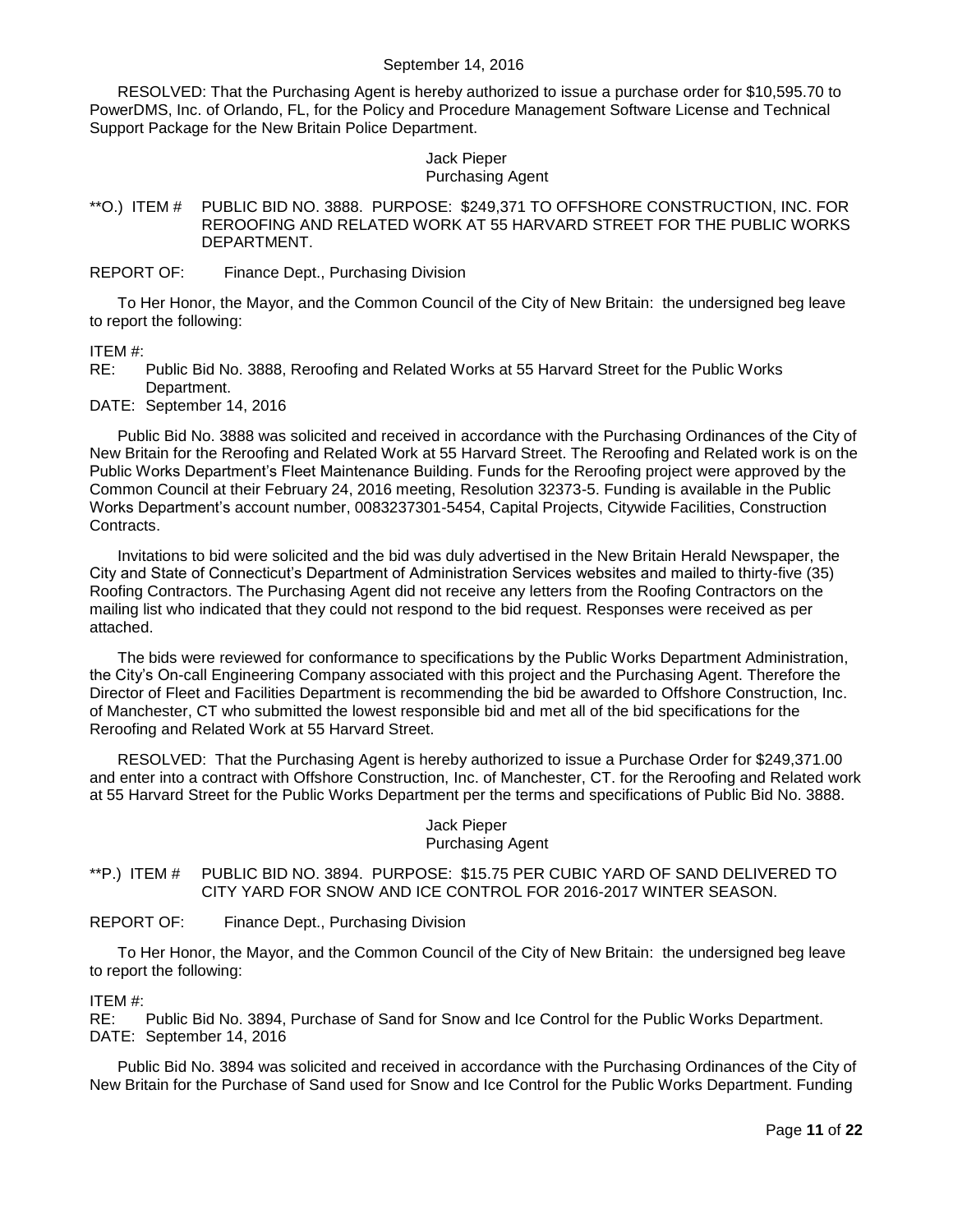RESOLVED: That the Purchasing Agent is hereby authorized to issue a purchase order for $10,595.70 to PowerDMS, Inc. of Orlando, FL, for the Policy and Procedure Management Software License and Technical Support Package for the New Britain Police Department.

Jack Pieper
Purchasing Agent

**O.) ITEM # PUBLIC BID NO. 3888. PURPOSE: $249,371 TO OFFSHORE CONSTRUCTION, INC. FOR REROOFING AND RELATED WORK AT 55 HARVARD STREET FOR THE PUBLIC WORKS DEPARTMENT.

REPORT OF: Finance Dept., Purchasing Division

To Her Honor, the Mayor, and the Common Council of the City of New Britain: the undersigned beg leave to report the following:

ITEM #:
RE: Public Bid No. 3888, Reroofing and Related Works at 55 Harvard Street for the Public Works Department.
DATE: September 14, 2016

Public Bid No. 3888 was solicited and received in accordance with the Purchasing Ordinances of the City of New Britain for the Reroofing and Related Work at 55 Harvard Street. The Reroofing and Related work is on the Public Works Department's Fleet Maintenance Building. Funds for the Reroofing project were approved by the Common Council at their February 24, 2016 meeting, Resolution 32373-5. Funding is available in the Public Works Department's account number, 0083237301-5454, Capital Projects, Citywide Facilities, Construction Contracts.

Invitations to bid were solicited and the bid was duly advertised in the New Britain Herald Newspaper, the City and State of Connecticut's Department of Administration Services websites and mailed to thirty-five (35) Roofing Contractors. The Purchasing Agent did not receive any letters from the Roofing Contractors on the mailing list who indicated that they could not respond to the bid request. Responses were received as per attached.

The bids were reviewed for conformance to specifications by the Public Works Department Administration, the City's On-call Engineering Company associated with this project and the Purchasing Agent. Therefore the Director of Fleet and Facilities Department is recommending the bid be awarded to Offshore Construction, Inc. of Manchester, CT who submitted the lowest responsible bid and met all of the bid specifications for the Reroofing and Related Work at 55 Harvard Street.

RESOLVED: That the Purchasing Agent is hereby authorized to issue a Purchase Order for $249,371.00 and enter into a contract with Offshore Construction, Inc. of Manchester, CT. for the Reroofing and Related work at 55 Harvard Street for the Public Works Department per the terms and specifications of Public Bid No. 3888.

Jack Pieper
Purchasing Agent

**P.) ITEM # PUBLIC BID NO. 3894. PURPOSE: $15.75 PER CUBIC YARD OF SAND DELIVERED TO CITY YARD FOR SNOW AND ICE CONTROL FOR 2016-2017 WINTER SEASON.

REPORT OF: Finance Dept., Purchasing Division

To Her Honor, the Mayor, and the Common Council of the City of New Britain: the undersigned beg leave to report the following:

ITEM #:
RE: Public Bid No. 3894, Purchase of Sand for Snow and Ice Control for the Public Works Department.
DATE: September 14, 2016

Public Bid No. 3894 was solicited and received in accordance with the Purchasing Ordinances of the City of New Britain for the Purchase of Sand used for Snow and Ice Control for the Public Works Department. Funding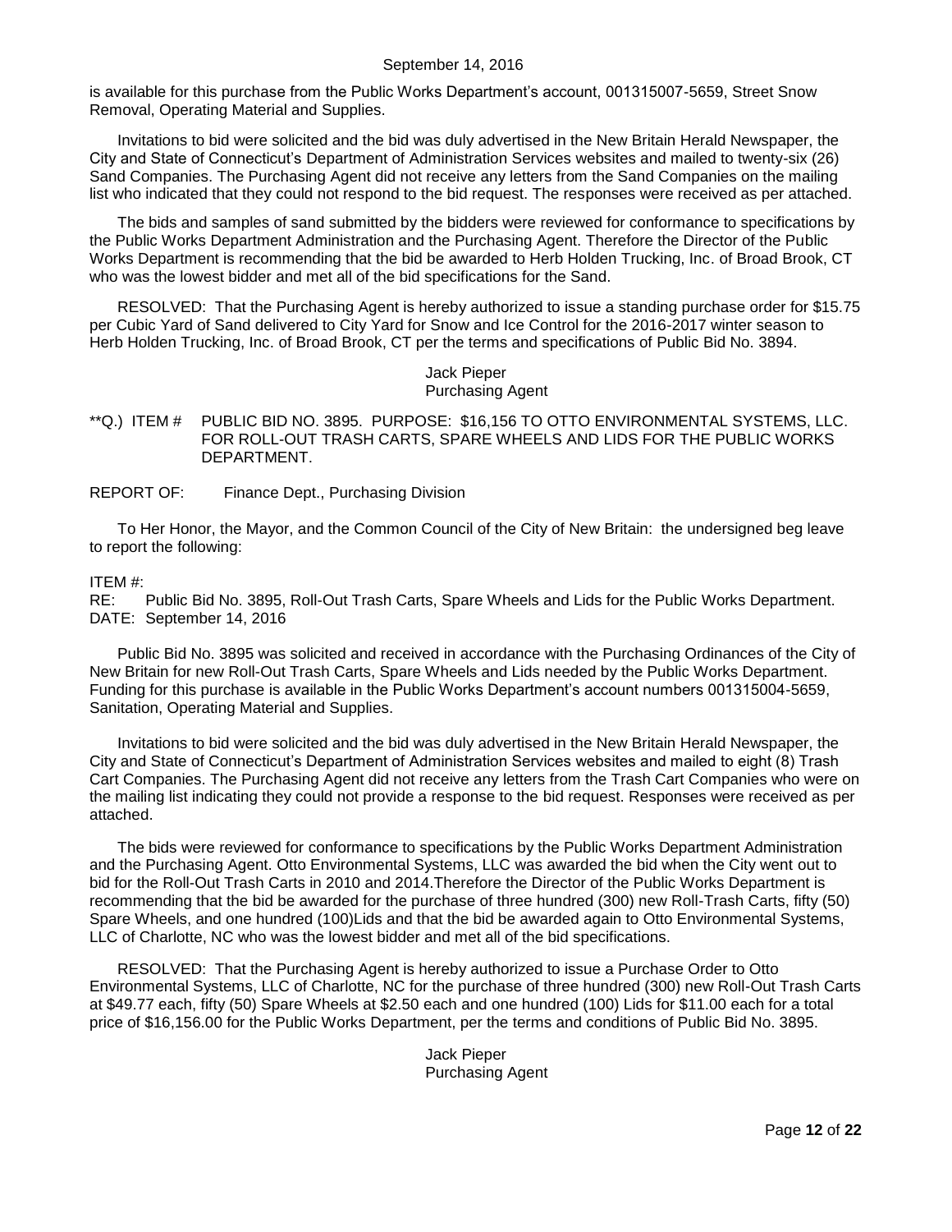is available for this purchase from the Public Works Department's account, 001315007-5659, Street Snow Removal, Operating Material and Supplies.

Invitations to bid were solicited and the bid was duly advertised in the New Britain Herald Newspaper, the City and State of Connecticut's Department of Administration Services websites and mailed to twenty-six (26) Sand Companies. The Purchasing Agent did not receive any letters from the Sand Companies on the mailing list who indicated that they could not respond to the bid request. The responses were received as per attached.

The bids and samples of sand submitted by the bidders were reviewed for conformance to specifications by the Public Works Department Administration and the Purchasing Agent. Therefore the Director of the Public Works Department is recommending that the bid be awarded to Herb Holden Trucking, Inc. of Broad Brook, CT who was the lowest bidder and met all of the bid specifications for the Sand.

RESOLVED: That the Purchasing Agent is hereby authorized to issue a standing purchase order for $15.75 per Cubic Yard of Sand delivered to City Yard for Snow and Ice Control for the 2016-2017 winter season to Herb Holden Trucking, Inc. of Broad Brook, CT per the terms and specifications of Public Bid No. 3894.

Jack Pieper
Purchasing Agent

**Q.) ITEM # PUBLIC BID NO. 3895. PURPOSE: $16,156 TO OTTO ENVIRONMENTAL SYSTEMS, LLC. FOR ROLL-OUT TRASH CARTS, SPARE WHEELS AND LIDS FOR THE PUBLIC WORKS DEPARTMENT.

REPORT OF: Finance Dept., Purchasing Division

To Her Honor, the Mayor, and the Common Council of the City of New Britain: the undersigned beg leave to report the following:

ITEM #:
RE: Public Bid No. 3895, Roll-Out Trash Carts, Spare Wheels and Lids for the Public Works Department.
DATE: September 14, 2016

Public Bid No. 3895 was solicited and received in accordance with the Purchasing Ordinances of the City of New Britain for new Roll-Out Trash Carts, Spare Wheels and Lids needed by the Public Works Department. Funding for this purchase is available in the Public Works Department's account numbers 001315004-5659, Sanitation, Operating Material and Supplies.

Invitations to bid were solicited and the bid was duly advertised in the New Britain Herald Newspaper, the City and State of Connecticut's Department of Administration Services websites and mailed to eight (8) Trash Cart Companies. The Purchasing Agent did not receive any letters from the Trash Cart Companies who were on the mailing list indicating they could not provide a response to the bid request. Responses were received as per attached.

The bids were reviewed for conformance to specifications by the Public Works Department Administration and the Purchasing Agent. Otto Environmental Systems, LLC was awarded the bid when the City went out to bid for the Roll-Out Trash Carts in 2010 and 2014.Therefore the Director of the Public Works Department is recommending that the bid be awarded for the purchase of three hundred (300) new Roll-Trash Carts, fifty (50) Spare Wheels, and one hundred (100)Lids and that the bid be awarded again to Otto Environmental Systems, LLC of Charlotte, NC who was the lowest bidder and met all of the bid specifications.

RESOLVED: That the Purchasing Agent is hereby authorized to issue a Purchase Order to Otto Environmental Systems, LLC of Charlotte, NC for the purchase of three hundred (300) new Roll-Out Trash Carts at $49.77 each, fifty (50) Spare Wheels at $2.50 each and one hundred (100) Lids for $11.00 each for a total price of $16,156.00 for the Public Works Department, per the terms and conditions of Public Bid No. 3895.

Jack Pieper
Purchasing Agent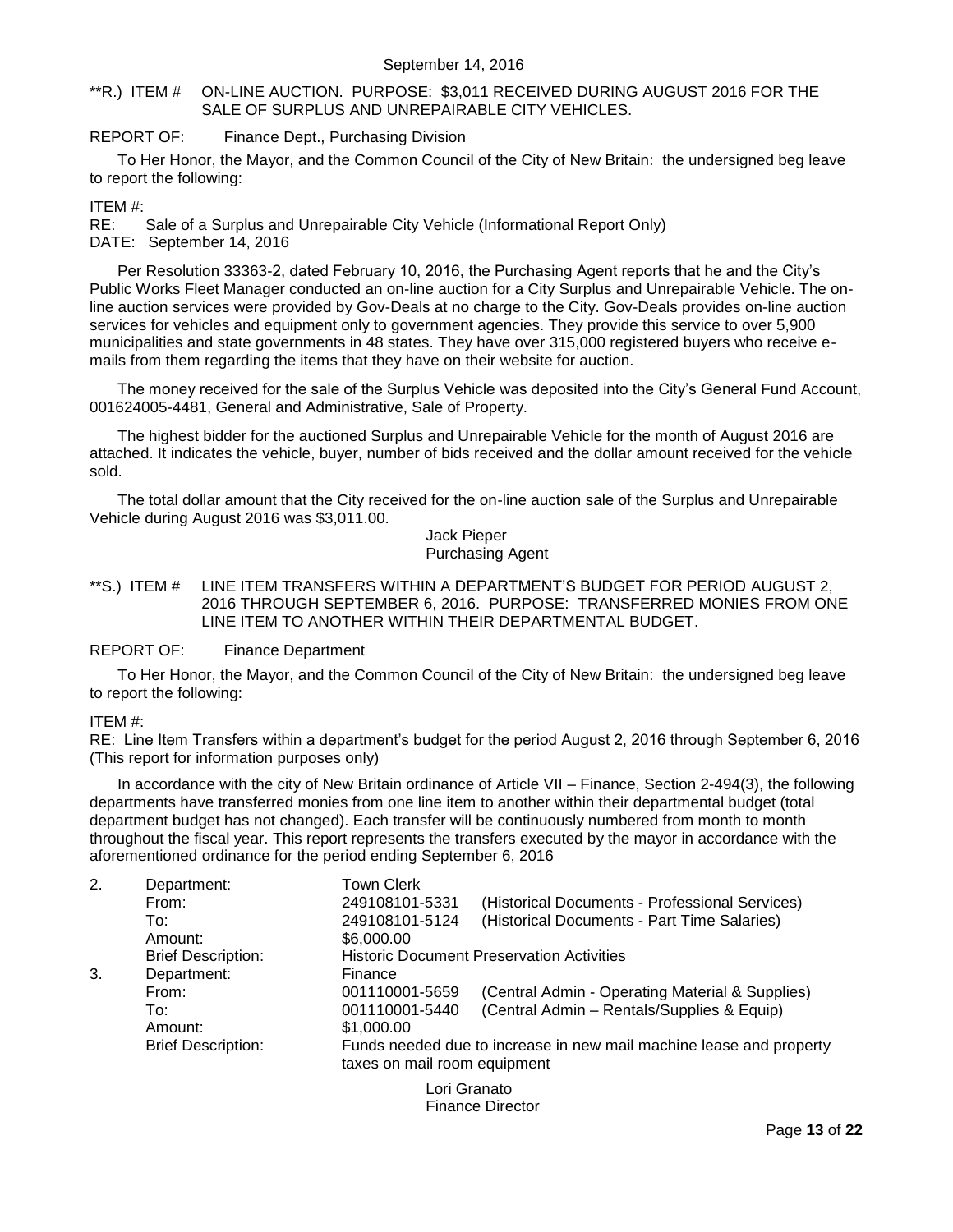**R.) ITEM # ON-LINE AUCTION. PURPOSE: $3,011 RECEIVED DURING AUGUST 2016 FOR THE SALE OF SURPLUS AND UNREPAIRABLE CITY VEHICLES.

REPORT OF: Finance Dept., Purchasing Division

To Her Honor, the Mayor, and the Common Council of the City of New Britain: the undersigned beg leave to report the following:

ITEM #:
RE: Sale of a Surplus and Unrepairable City Vehicle (Informational Report Only)
DATE: September 14, 2016

Per Resolution 33363-2, dated February 10, 2016, the Purchasing Agent reports that he and the City's Public Works Fleet Manager conducted an on-line auction for a City Surplus and Unrepairable Vehicle. The on-line auction services were provided by Gov-Deals at no charge to the City. Gov-Deals provides on-line auction services for vehicles and equipment only to government agencies. They provide this service to over 5,900 municipalities and state governments in 48 states. They have over 315,000 registered buyers who receive e-mails from them regarding the items that they have on their website for auction.

The money received for the sale of the Surplus Vehicle was deposited into the City's General Fund Account, 001624005-4481, General and Administrative, Sale of Property.

The highest bidder for the auctioned Surplus and Unrepairable Vehicle for the month of August 2016 are attached. It indicates the vehicle, buyer, number of bids received and the dollar amount received for the vehicle sold.

The total dollar amount that the City received for the on-line auction sale of the Surplus and Unrepairable Vehicle during August 2016 was $3,011.00.

Jack Pieper
Purchasing Agent

**S.) ITEM # LINE ITEM TRANSFERS WITHIN A DEPARTMENT'S BUDGET FOR PERIOD AUGUST 2, 2016 THROUGH SEPTEMBER 6, 2016. PURPOSE: TRANSFERRED MONIES FROM ONE LINE ITEM TO ANOTHER WITHIN THEIR DEPARTMENTAL BUDGET.

REPORT OF: Finance Department

To Her Honor, the Mayor, and the Common Council of the City of New Britain: the undersigned beg leave to report the following:

ITEM #:
RE: Line Item Transfers within a department's budget for the period August 2, 2016 through September 6, 2016 (This report for information purposes only)

In accordance with the city of New Britain ordinance of Article VII – Finance, Section 2-494(3), the following departments have transferred monies from one line item to another within their departmental budget (total department budget has not changed). Each transfer will be continuously numbered from month to month throughout the fiscal year. This report represents the transfers executed by the mayor in accordance with the aforementioned ordinance for the period ending September 6, 2016

| | | | |
|---|---|---|---|
| 2. | Department: | Town Clerk | |
| | From: | 249108101-5331 | (Historical Documents - Professional Services) |
| | To: | 249108101-5124 | (Historical Documents - Part Time Salaries) |
| | Amount: | $6,000.00 | |
| | Brief Description: | Historic Document Preservation Activities | |
| 3. | Department: | Finance | |
| | From: | 001110001-5659 | (Central Admin - Operating Material & Supplies) |
| | To: | 001110001-5440 | (Central Admin – Rentals/Supplies & Equip) |
| | Amount: | $1,000.00 | |
| | Brief Description: | Funds needed due to increase in new mail machine lease and property taxes on mail room equipment | |

Lori Granato
Finance Director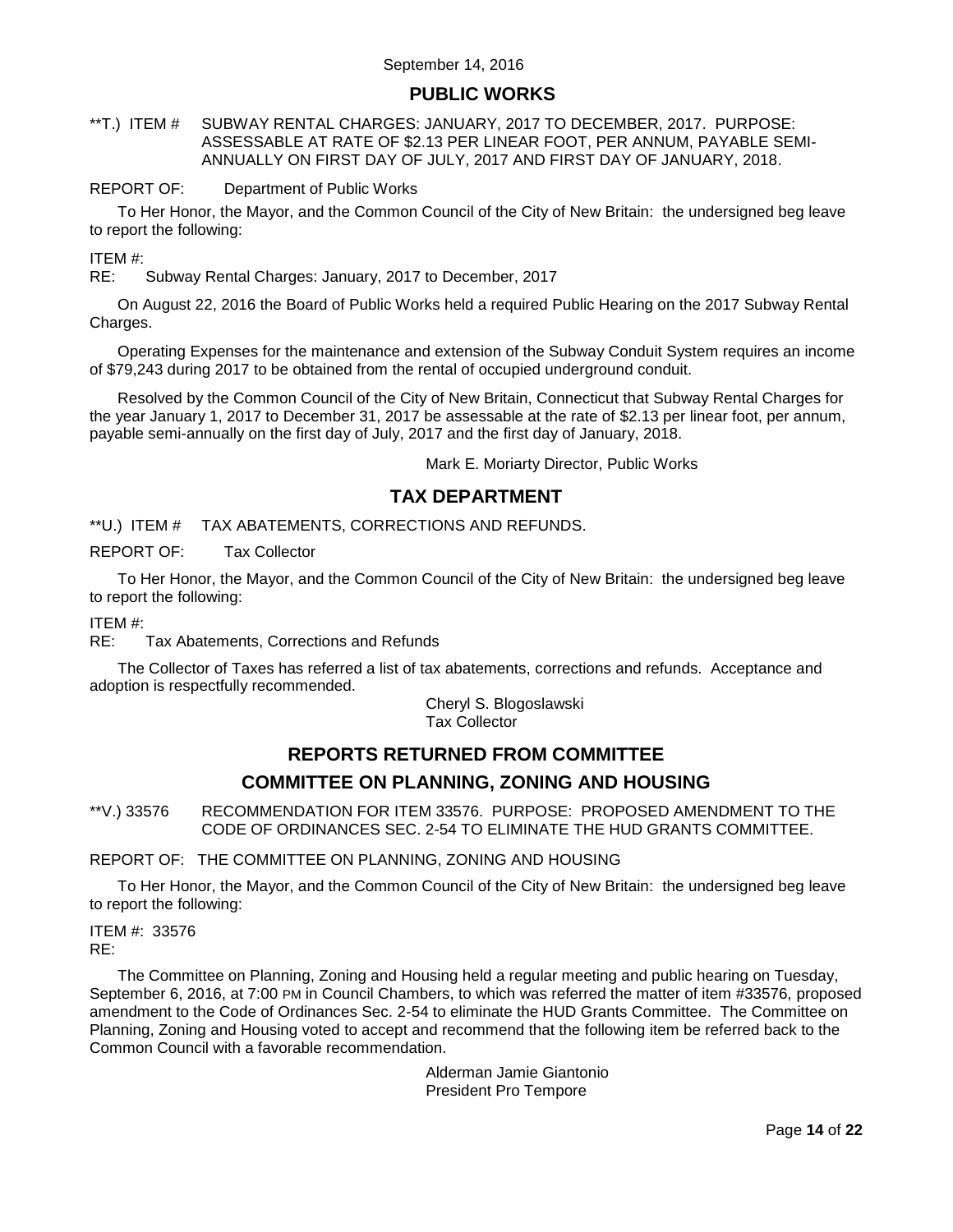September 14, 2016

## PUBLIC WORKS

**T.) ITEM # SUBWAY RENTAL CHARGES: JANUARY, 2017 TO DECEMBER, 2017. PURPOSE: ASSESSABLE AT RATE OF $2.13 PER LINEAR FOOT, PER ANNUM, PAYABLE SEMI-ANNUALLY ON FIRST DAY OF JULY, 2017 AND FIRST DAY OF JANUARY, 2018.

REPORT OF: Department of Public Works

To Her Honor, the Mayor, and the Common Council of the City of New Britain: the undersigned beg leave to report the following:

ITEM #:
RE: Subway Rental Charges: January, 2017 to December, 2017

On August 22, 2016 the Board of Public Works held a required Public Hearing on the 2017 Subway Rental Charges.

Operating Expenses for the maintenance and extension of the Subway Conduit System requires an income of $79,243 during 2017 to be obtained from the rental of occupied underground conduit.

Resolved by the Common Council of the City of New Britain, Connecticut that Subway Rental Charges for the year January 1, 2017 to December 31, 2017 be assessable at the rate of $2.13 per linear foot, per annum, payable semi-annually on the first day of July, 2017 and the first day of January, 2018.

Mark E. Moriarty Director, Public Works

## TAX DEPARTMENT

**U.) ITEM # TAX ABATEMENTS, CORRECTIONS AND REFUNDS.

REPORT OF: Tax Collector

To Her Honor, the Mayor, and the Common Council of the City of New Britain: the undersigned beg leave to report the following:

ITEM #:
RE: Tax Abatements, Corrections and Refunds

The Collector of Taxes has referred a list of tax abatements, corrections and refunds. Acceptance and adoption is respectfully recommended.

Cheryl S. Blogoslawski
Tax Collector

## REPORTS RETURNED FROM COMMITTEE

## COMMITTEE ON PLANNING, ZONING AND HOUSING

**V.) 33576 RECOMMENDATION FOR ITEM 33576. PURPOSE: PROPOSED AMENDMENT TO THE CODE OF ORDINANCES SEC. 2-54 TO ELIMINATE THE HUD GRANTS COMMITTEE.

REPORT OF: THE COMMITTEE ON PLANNING, ZONING AND HOUSING

To Her Honor, the Mayor, and the Common Council of the City of New Britain: the undersigned beg leave to report the following:

ITEM #: 33576
RE:

The Committee on Planning, Zoning and Housing held a regular meeting and public hearing on Tuesday, September 6, 2016, at 7:00 PM in Council Chambers, to which was referred the matter of item #33576, proposed amendment to the Code of Ordinances Sec. 2-54 to eliminate the HUD Grants Committee. The Committee on Planning, Zoning and Housing voted to accept and recommend that the following item be referred back to the Common Council with a favorable recommendation.

Alderman Jamie Giantonio
President Pro Tempore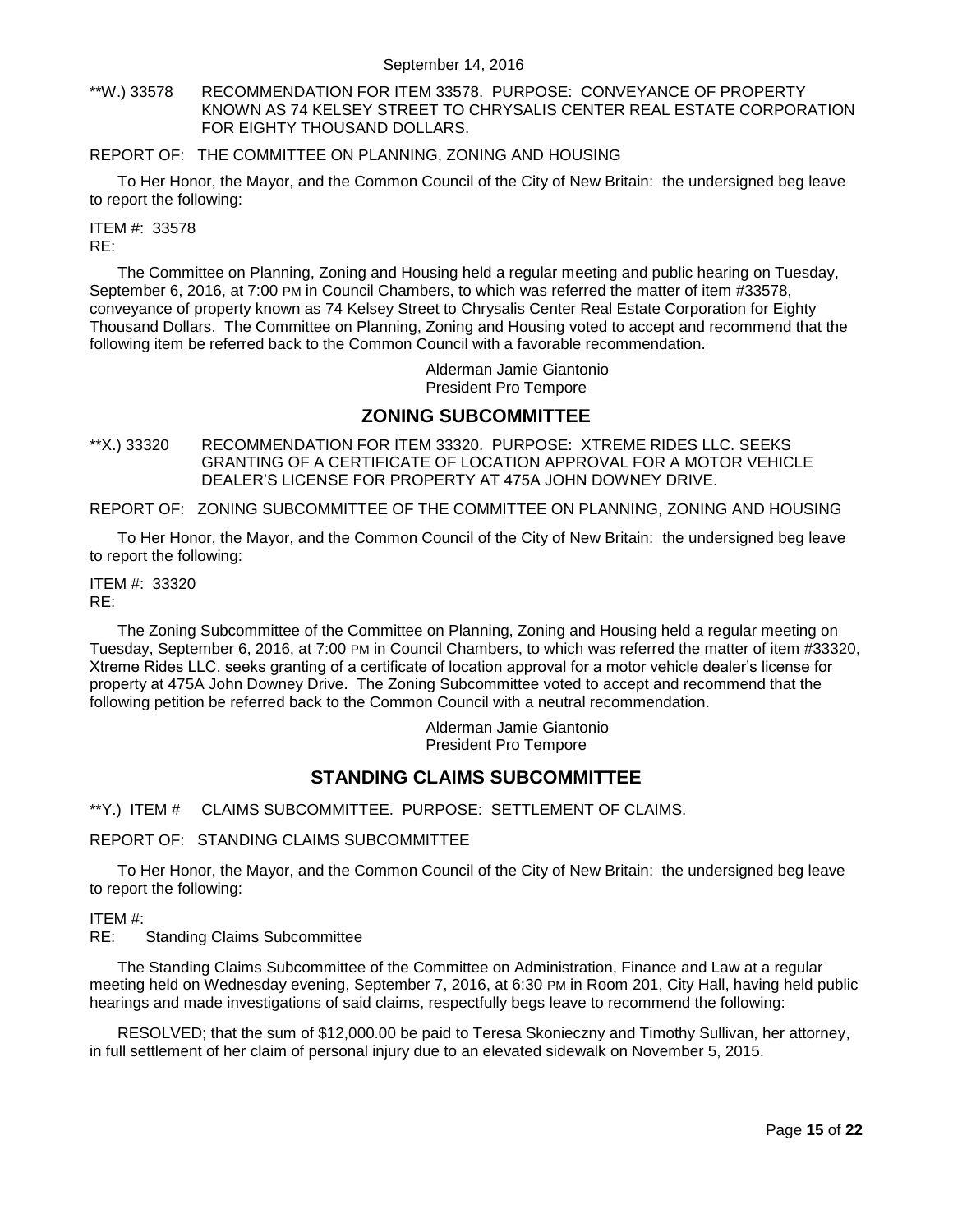**W.) 33578 RECOMMENDATION FOR ITEM 33578. PURPOSE: CONVEYANCE OF PROPERTY KNOWN AS 74 KELSEY STREET TO CHRYSALIS CENTER REAL ESTATE CORPORATION FOR EIGHTY THOUSAND DOLLARS.

REPORT OF: THE COMMITTEE ON PLANNING, ZONING AND HOUSING

To Her Honor, the Mayor, and the Common Council of the City of New Britain: the undersigned beg leave to report the following:

ITEM #: 33578
RE:

The Committee on Planning, Zoning and Housing held a regular meeting and public hearing on Tuesday, September 6, 2016, at 7:00 PM in Council Chambers, to which was referred the matter of item #33578, conveyance of property known as 74 Kelsey Street to Chrysalis Center Real Estate Corporation for Eighty Thousand Dollars. The Committee on Planning, Zoning and Housing voted to accept and recommend that the following item be referred back to the Common Council with a favorable recommendation.

Alderman Jamie Giantonio
President Pro Tempore

## ZONING SUBCOMMITTEE

**X.) 33320 RECOMMENDATION FOR ITEM 33320. PURPOSE: XTREME RIDES LLC. SEEKS GRANTING OF A CERTIFICATE OF LOCATION APPROVAL FOR A MOTOR VEHICLE DEALER'S LICENSE FOR PROPERTY AT 475A JOHN DOWNEY DRIVE.

REPORT OF: ZONING SUBCOMMITTEE OF THE COMMITTEE ON PLANNING, ZONING AND HOUSING

To Her Honor, the Mayor, and the Common Council of the City of New Britain: the undersigned beg leave to report the following:

ITEM #: 33320
RE:

The Zoning Subcommittee of the Committee on Planning, Zoning and Housing held a regular meeting on Tuesday, September 6, 2016, at 7:00 PM in Council Chambers, to which was referred the matter of item #33320, Xtreme Rides LLC. seeks granting of a certificate of location approval for a motor vehicle dealer's license for property at 475A John Downey Drive. The Zoning Subcommittee voted to accept and recommend that the following petition be referred back to the Common Council with a neutral recommendation.

Alderman Jamie Giantonio
President Pro Tempore

## STANDING CLAIMS SUBCOMMITTEE

**Y.) ITEM # CLAIMS SUBCOMMITTEE. PURPOSE: SETTLEMENT OF CLAIMS.

REPORT OF: STANDING CLAIMS SUBCOMMITTEE

To Her Honor, the Mayor, and the Common Council of the City of New Britain: the undersigned beg leave to report the following:

ITEM #:
RE: Standing Claims Subcommittee

The Standing Claims Subcommittee of the Committee on Administration, Finance and Law at a regular meeting held on Wednesday evening, September 7, 2016, at 6:30 PM in Room 201, City Hall, having held public hearings and made investigations of said claims, respectfully begs leave to recommend the following:

RESOLVED; that the sum of $12,000.00 be paid to Teresa Skonieczny and Timothy Sullivan, her attorney, in full settlement of her claim of personal injury due to an elevated sidewalk on November 5, 2015.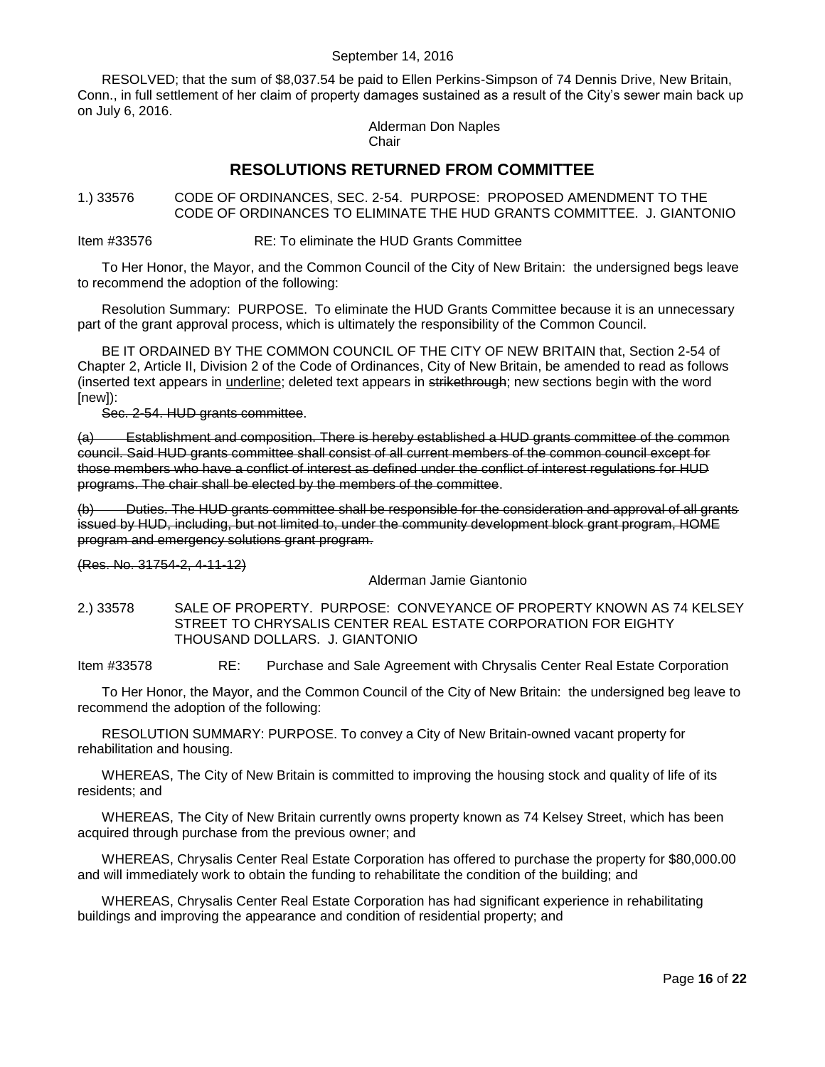RESOLVED; that the sum of $8,037.54 be paid to Ellen Perkins-Simpson of 74 Dennis Drive, New Britain, Conn., in full settlement of her claim of property damages sustained as a result of the City's sewer main back up on July 6, 2016.

Alderman Don Naples
Chair

## RESOLUTIONS RETURNED FROM COMMITTEE

1.) 33576 CODE OF ORDINANCES, SEC. 2-54. PURPOSE: PROPOSED AMENDMENT TO THE CODE OF ORDINANCES TO ELIMINATE THE HUD GRANTS COMMITTEE. J. GIANTONIO

Item #33576 RE: To eliminate the HUD Grants Committee

To Her Honor, the Mayor, and the Common Council of the City of New Britain: the undersigned begs leave to recommend the adoption of the following:

Resolution Summary: PURPOSE. To eliminate the HUD Grants Committee because it is an unnecessary part of the grant approval process, which is ultimately the responsibility of the Common Council.

BE IT ORDAINED BY THE COMMON COUNCIL OF THE CITY OF NEW BRITAIN that, Section 2-54 of Chapter 2, Article II, Division 2 of the Code of Ordinances, City of New Britain, be amended to read as follows (inserted text appears in <u>underline</u>; deleted text appears in ~~strikethrough~~; new sections begin with the word [new]):

~~Sec. 2-54. HUD grants committee~~.

~~(a) Establishment and composition. There is hereby established a HUD grants committee of the common council. Said HUD grants committee shall consist of all current members of the common council except for those members who have a conflict of interest as defined under the conflict of interest regulations for HUD programs. The chair shall be elected by the members of the committee~~.

~~(b) Duties. The HUD grants committee shall be responsible for the consideration and approval of all grants issued by HUD, including, but not limited to, under the community development block grant program, HOME program and emergency solutions grant program.~~

~~(Res. No. 31754-2, 4-11-12)~~

Alderman Jamie Giantonio

2.) 33578 SALE OF PROPERTY. PURPOSE: CONVEYANCE OF PROPERTY KNOWN AS 74 KELSEY STREET TO CHRYSALIS CENTER REAL ESTATE CORPORATION FOR EIGHTY THOUSAND DOLLARS. J. GIANTONIO

Item #33578 RE: Purchase and Sale Agreement with Chrysalis Center Real Estate Corporation

To Her Honor, the Mayor, and the Common Council of the City of New Britain: the undersigned beg leave to recommend the adoption of the following:

RESOLUTION SUMMARY: PURPOSE. To convey a City of New Britain-owned vacant property for rehabilitation and housing.

WHEREAS, The City of New Britain is committed to improving the housing stock and quality of life of its residents; and

WHEREAS, The City of New Britain currently owns property known as 74 Kelsey Street, which has been acquired through purchase from the previous owner; and

WHEREAS, Chrysalis Center Real Estate Corporation has offered to purchase the property for $80,000.00 and will immediately work to obtain the funding to rehabilitate the condition of the building; and

WHEREAS, Chrysalis Center Real Estate Corporation has had significant experience in rehabilitating buildings and improving the appearance and condition of residential property; and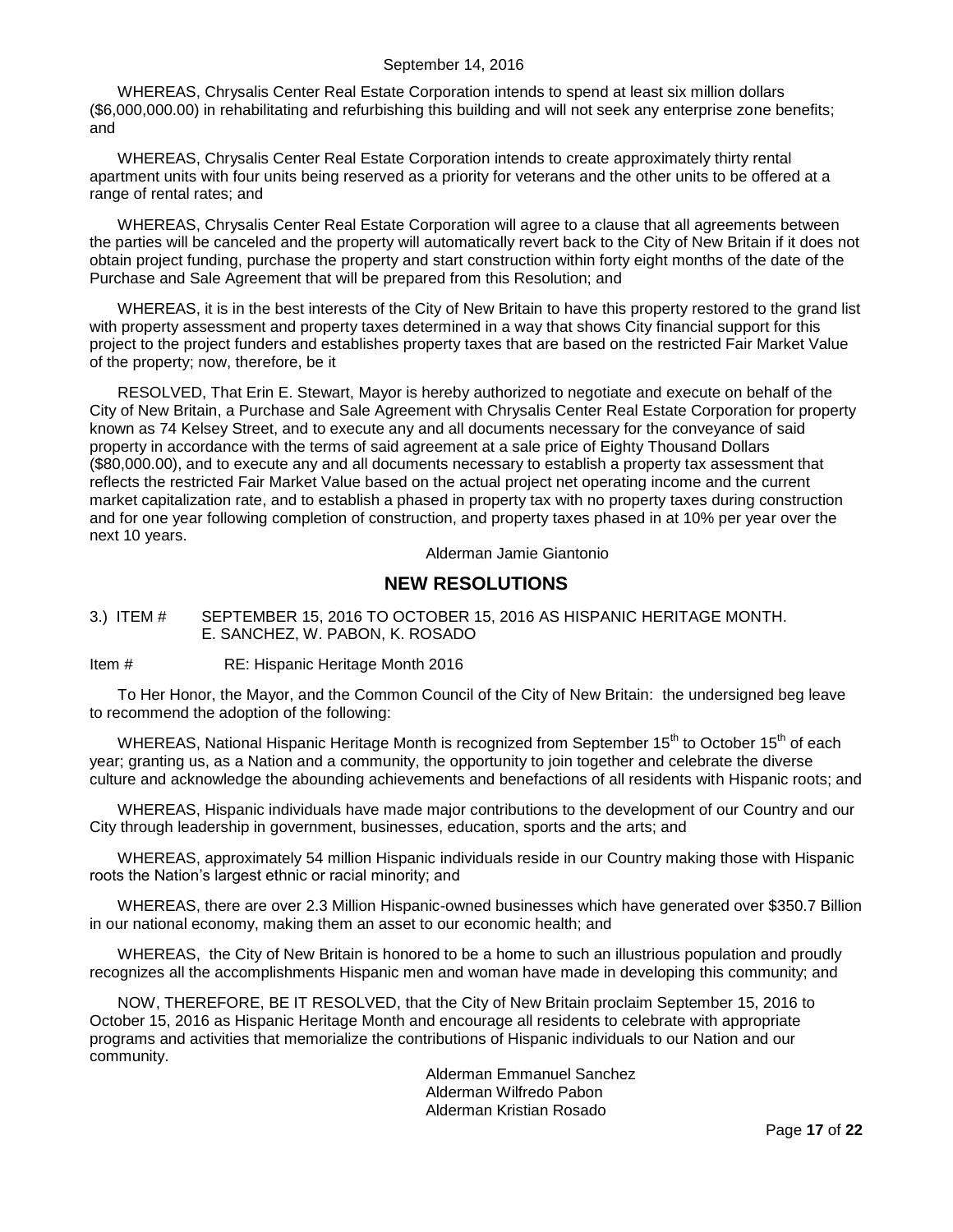WHEREAS, Chrysalis Center Real Estate Corporation intends to spend at least six million dollars ($6,000,000.00) in rehabilitating and refurbishing this building and will not seek any enterprise zone benefits; and

WHEREAS, Chrysalis Center Real Estate Corporation intends to create approximately thirty rental apartment units with four units being reserved as a priority for veterans and the other units to be offered at a range of rental rates; and

WHEREAS, Chrysalis Center Real Estate Corporation will agree to a clause that all agreements between the parties will be canceled and the property will automatically revert back to the City of New Britain if it does not obtain project funding, purchase the property and start construction within forty eight months of the date of the Purchase and Sale Agreement that will be prepared from this Resolution; and

WHEREAS, it is in the best interests of the City of New Britain to have this property restored to the grand list with property assessment and property taxes determined in a way that shows City financial support for this project to the project funders and establishes property taxes that are based on the restricted Fair Market Value of the property; now, therefore, be it

RESOLVED, That Erin E. Stewart, Mayor is hereby authorized to negotiate and execute on behalf of the City of New Britain, a Purchase and Sale Agreement with Chrysalis Center Real Estate Corporation for property known as 74 Kelsey Street, and to execute any and all documents necessary for the conveyance of said property in accordance with the terms of said agreement at a sale price of Eighty Thousand Dollars ($80,000.00), and to execute any and all documents necessary to establish a property tax assessment that reflects the restricted Fair Market Value based on the actual project net operating income and the current market capitalization rate, and to establish a phased in property tax with no property taxes during construction and for one year following completion of construction, and property taxes phased in at 10% per year over the next 10 years.

Alderman Jamie Giantonio

## NEW RESOLUTIONS

3.) ITEM # SEPTEMBER 15, 2016 TO OCTOBER 15, 2016 AS HISPANIC HERITAGE MONTH.
E. SANCHEZ, W. PABON, K. ROSADO

Item # RE: Hispanic Heritage Month 2016

To Her Honor, the Mayor, and the Common Council of the City of New Britain: the undersigned beg leave to recommend the adoption of the following:

WHEREAS, National Hispanic Heritage Month is recognized from September 15th to October 15th of each year; granting us, as a Nation and a community, the opportunity to join together and celebrate the diverse culture and acknowledge the abounding achievements and benefactions of all residents with Hispanic roots; and

WHEREAS, Hispanic individuals have made major contributions to the development of our Country and our City through leadership in government, businesses, education, sports and the arts; and

WHEREAS, approximately 54 million Hispanic individuals reside in our Country making those with Hispanic roots the Nation's largest ethnic or racial minority; and

WHEREAS, there are over 2.3 Million Hispanic-owned businesses which have generated over $350.7 Billion in our national economy, making them an asset to our economic health; and

WHEREAS, the City of New Britain is honored to be a home to such an illustrious population and proudly recognizes all the accomplishments Hispanic men and woman have made in developing this community; and

NOW, THEREFORE, BE IT RESOLVED, that the City of New Britain proclaim September 15, 2016 to October 15, 2016 as Hispanic Heritage Month and encourage all residents to celebrate with appropriate programs and activities that memorialize the contributions of Hispanic individuals to our Nation and our community.

Alderman Emmanuel Sanchez
Alderman Wilfredo Pabon
Alderman Kristian Rosado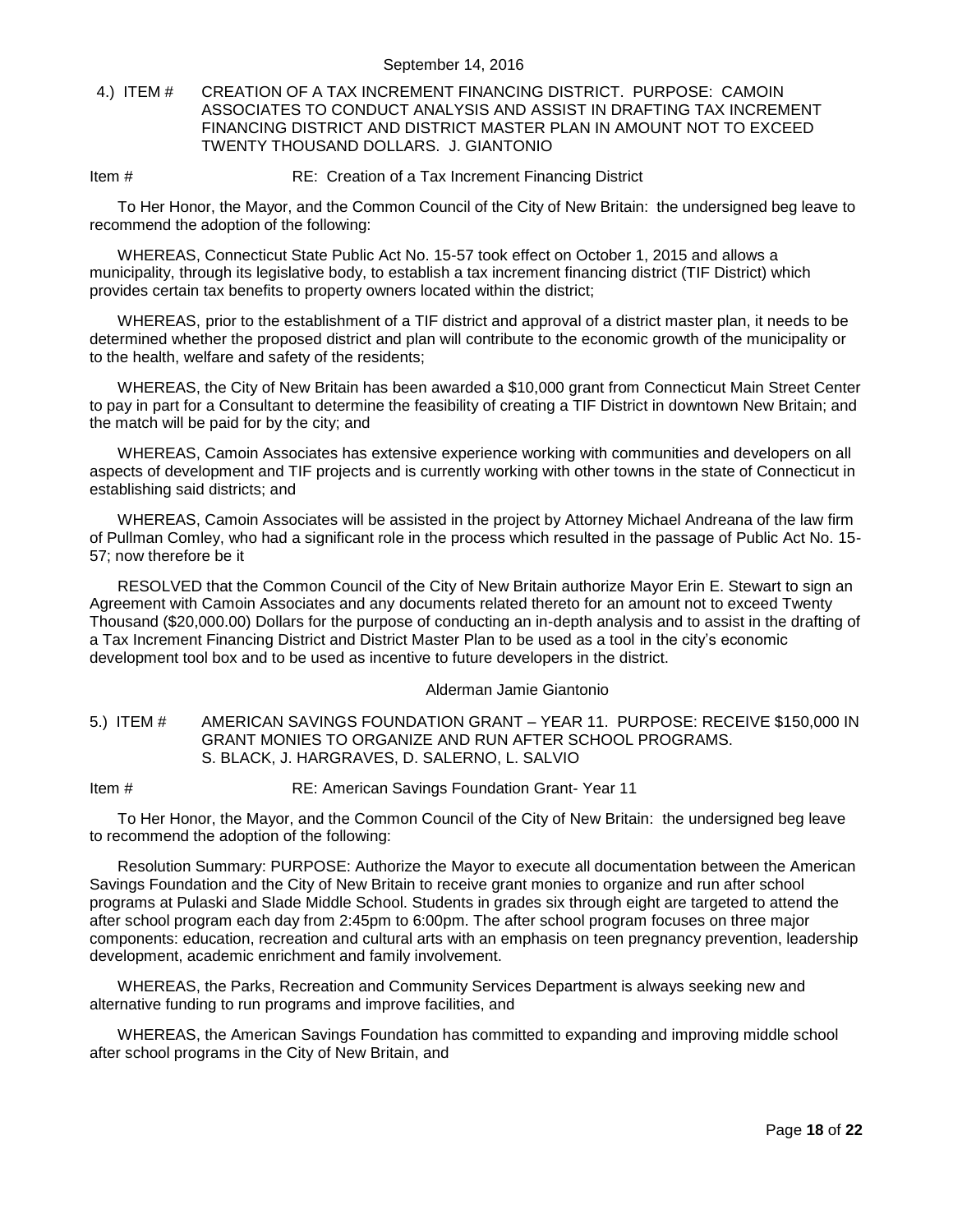4.) ITEM # CREATION OF A TAX INCREMENT FINANCING DISTRICT. PURPOSE: CAMOIN ASSOCIATES TO CONDUCT ANALYSIS AND ASSIST IN DRAFTING TAX INCREMENT FINANCING DISTRICT AND DISTRICT MASTER PLAN IN AMOUNT NOT TO EXCEED TWENTY THOUSAND DOLLARS. J. GIANTONIO

Item # RE: Creation of a Tax Increment Financing District

To Her Honor, the Mayor, and the Common Council of the City of New Britain: the undersigned beg leave to recommend the adoption of the following:

WHEREAS, Connecticut State Public Act No. 15-57 took effect on October 1, 2015 and allows a municipality, through its legislative body, to establish a tax increment financing district (TIF District) which provides certain tax benefits to property owners located within the district;

WHEREAS, prior to the establishment of a TIF district and approval of a district master plan, it needs to be determined whether the proposed district and plan will contribute to the economic growth of the municipality or to the health, welfare and safety of the residents;

WHEREAS, the City of New Britain has been awarded a $10,000 grant from Connecticut Main Street Center to pay in part for a Consultant to determine the feasibility of creating a TIF District in downtown New Britain; and the match will be paid for by the city; and

WHEREAS, Camoin Associates has extensive experience working with communities and developers on all aspects of development and TIF projects and is currently working with other towns in the state of Connecticut in establishing said districts; and

WHEREAS, Camoin Associates will be assisted in the project by Attorney Michael Andreana of the law firm of Pullman Comley, who had a significant role in the process which resulted in the passage of Public Act No. 15-57; now therefore be it

RESOLVED that the Common Council of the City of New Britain authorize Mayor Erin E. Stewart to sign an Agreement with Camoin Associates and any documents related thereto for an amount not to exceed Twenty Thousand ($20,000.00) Dollars for the purpose of conducting an in-depth analysis and to assist in the drafting of a Tax Increment Financing District and District Master Plan to be used as a tool in the city's economic development tool box and to be used as incentive to future developers in the district.

Alderman Jamie Giantonio

5.) ITEM # AMERICAN SAVINGS FOUNDATION GRANT – YEAR 11. PURPOSE: RECEIVE $150,000 IN GRANT MONIES TO ORGANIZE AND RUN AFTER SCHOOL PROGRAMS. S. BLACK, J. HARGRAVES, D. SALERNO, L. SALVIO

Item # RE: American Savings Foundation Grant- Year 11

To Her Honor, the Mayor, and the Common Council of the City of New Britain: the undersigned beg leave to recommend the adoption of the following:

Resolution Summary: PURPOSE: Authorize the Mayor to execute all documentation between the American Savings Foundation and the City of New Britain to receive grant monies to organize and run after school programs at Pulaski and Slade Middle School. Students in grades six through eight are targeted to attend the after school program each day from 2:45pm to 6:00pm. The after school program focuses on three major components: education, recreation and cultural arts with an emphasis on teen pregnancy prevention, leadership development, academic enrichment and family involvement.

WHEREAS, the Parks, Recreation and Community Services Department is always seeking new and alternative funding to run programs and improve facilities, and

WHEREAS, the American Savings Foundation has committed to expanding and improving middle school after school programs in the City of New Britain, and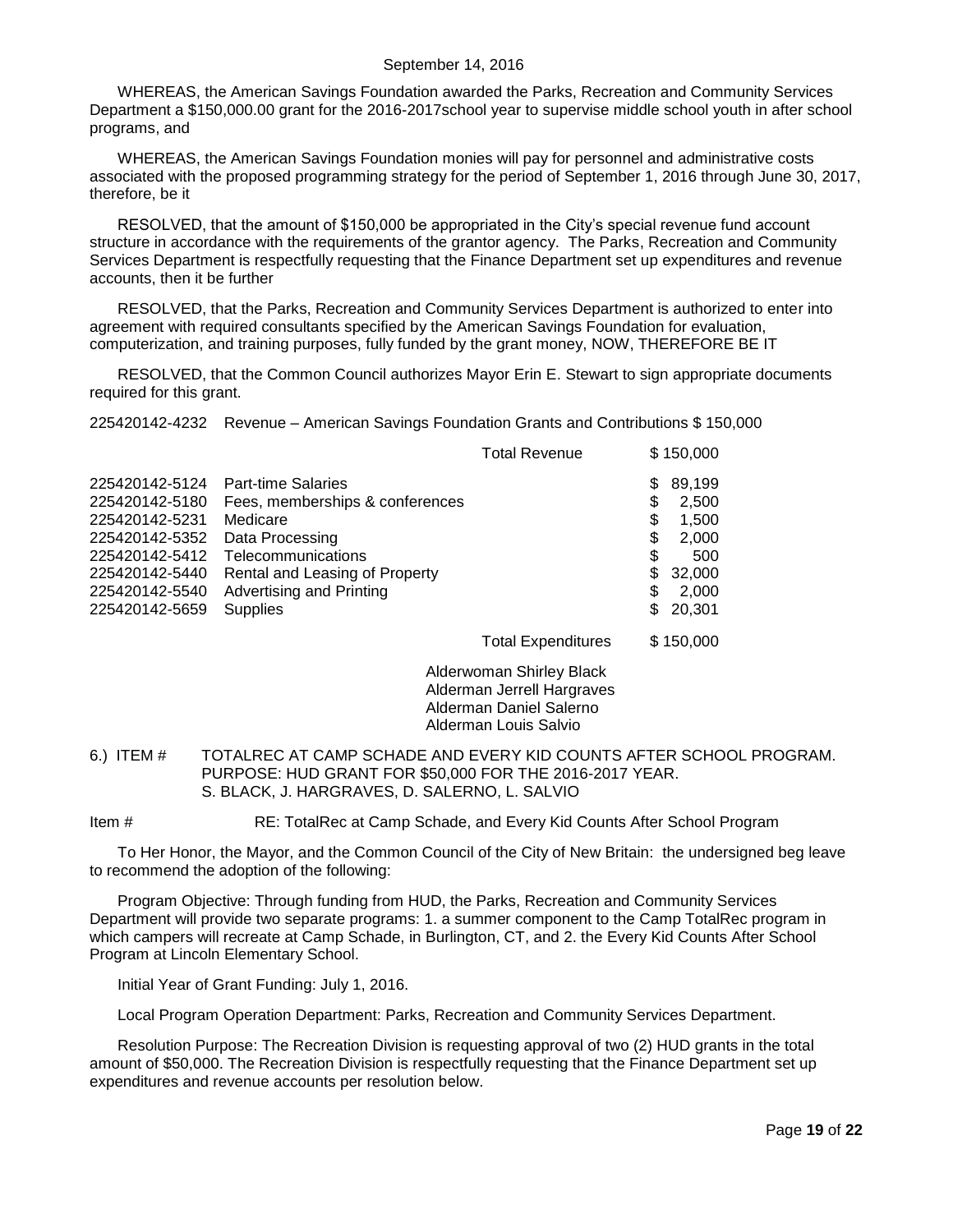September 14, 2016

WHEREAS, the American Savings Foundation awarded the Parks, Recreation and Community Services Department a $150,000.00 grant for the 2016-2017school year to supervise middle school youth in after school programs, and

WHEREAS, the American Savings Foundation monies will pay for personnel and administrative costs associated with the proposed programming strategy for the period of September 1, 2016 through June 30, 2017, therefore, be it

RESOLVED, that the amount of $150,000 be appropriated in the City's special revenue fund account structure in accordance with the requirements of the grantor agency. The Parks, Recreation and Community Services Department is respectfully requesting that the Finance Department set up expenditures and revenue accounts, then it be further

RESOLVED, that the Parks, Recreation and Community Services Department is authorized to enter into agreement with required consultants specified by the American Savings Foundation for evaluation, computerization, and training purposes, fully funded by the grant money, NOW, THEREFORE BE IT

RESOLVED, that the Common Council authorizes Mayor Erin E. Stewart to sign appropriate documents required for this grant.

| | | | |
|---|---|---|---|
| 225420142-4232 | Revenue – American Savings Foundation Grants and Contributions | | $ 150,000 |
| | | Total Revenue | $ 150,000 |
| 225420142-5124 | Part-time Salaries | | $ 89,199 |
| 225420142-5180 | Fees, memberships & conferences | | $ 2,500 |
| 225420142-5231 | Medicare | | $ 1,500 |
| 225420142-5352 | Data Processing | | $ 2,000 |
| 225420142-5412 | Telecommunications | | $ 500 |
| 225420142-5440 | Rental and Leasing of Property | | $ 32,000 |
| 225420142-5540 | Advertising and Printing | | $ 2,000 |
| 225420142-5659 | Supplies | | $ 20,301 |
| | | Total Expenditures | $ 150,000 |

Alderwoman Shirley Black
Alderman Jerrell Hargraves
Alderman Daniel Salerno
Alderman Louis Salvio

6.) ITEM # TOTALREC AT CAMP SCHADE AND EVERY KID COUNTS AFTER SCHOOL PROGRAM. PURPOSE: HUD GRANT FOR $50,000 FOR THE 2016-2017 YEAR.
S. BLACK, J. HARGRAVES, D. SALERNO, L. SALVIO

Item # RE: TotalRec at Camp Schade, and Every Kid Counts After School Program

To Her Honor, the Mayor, and the Common Council of the City of New Britain: the undersigned beg leave to recommend the adoption of the following:

Program Objective: Through funding from HUD, the Parks, Recreation and Community Services Department will provide two separate programs: 1. a summer component to the Camp TotalRec program in which campers will recreate at Camp Schade, in Burlington, CT, and 2. the Every Kid Counts After School Program at Lincoln Elementary School.

Initial Year of Grant Funding: July 1, 2016.

Local Program Operation Department: Parks, Recreation and Community Services Department.

Resolution Purpose: The Recreation Division is requesting approval of two (2) HUD grants in the total amount of $50,000. The Recreation Division is respectfully requesting that the Finance Department set up expenditures and revenue accounts per resolution below.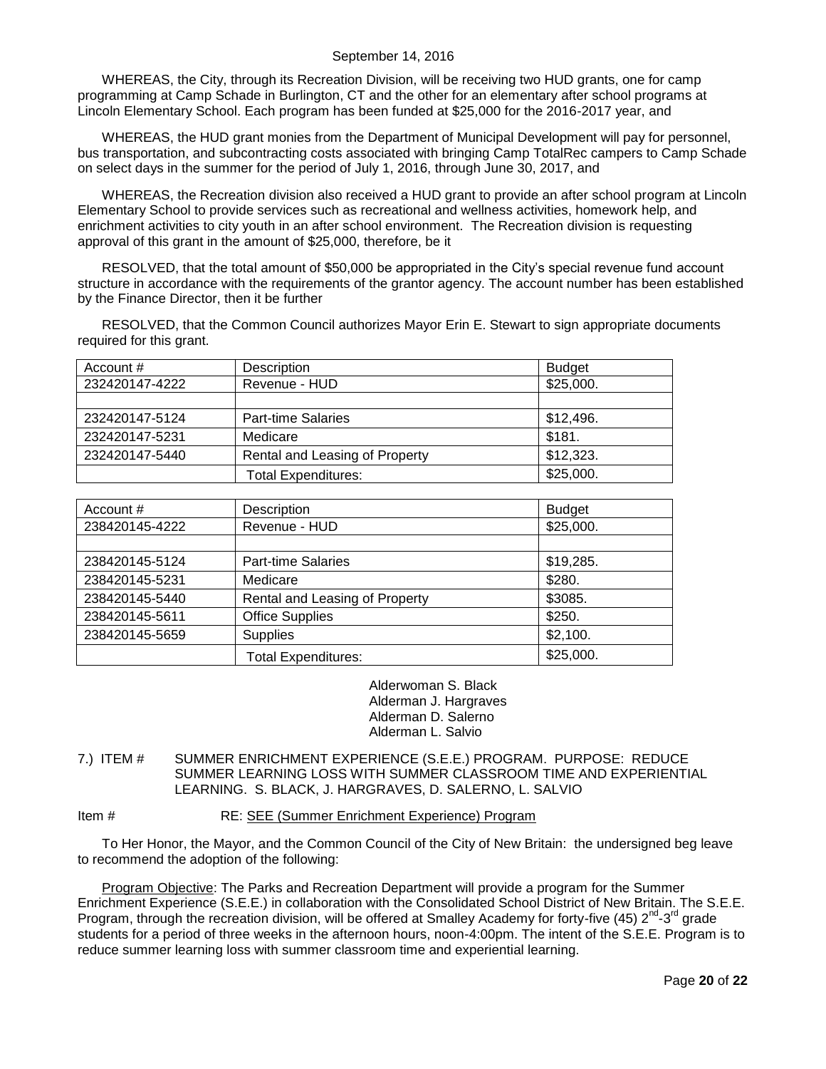September 14, 2016

WHEREAS, the City, through its Recreation Division, will be receiving two HUD grants, one for camp programming at Camp Schade in Burlington, CT and the other for an elementary after school programs at Lincoln Elementary School. Each program has been funded at $25,000 for the 2016-2017 year, and

WHEREAS, the HUD grant monies from the Department of Municipal Development will pay for personnel, bus transportation, and subcontracting costs associated with bringing Camp TotalRec campers to Camp Schade on select days in the summer for the period of July 1, 2016, through June 30, 2017, and

WHEREAS, the Recreation division also received a HUD grant to provide an after school program at Lincoln Elementary School to provide services such as recreational and wellness activities, homework help, and enrichment activities to city youth in an after school environment. The Recreation division is requesting approval of this grant in the amount of $25,000, therefore, be it

RESOLVED, that the total amount of $50,000 be appropriated in the City's special revenue fund account structure in accordance with the requirements of the grantor agency. The account number has been established by the Finance Director, then it be further

RESOLVED, that the Common Council authorizes Mayor Erin E. Stewart to sign appropriate documents required for this grant.

| Account # | Description | Budget |
|---|---|---|
| 232420147-4222 | Revenue - HUD | $25,000. |
| | | |
| 232420147-5124 | Part-time Salaries | $12,496. |
| 232420147-5231 | Medicare | $181. |
| 232420147-5440 | Rental and Leasing of Property | $12,323. |
| | Total Expenditures: | $25,000. |

| Account # | Description | Budget |
|---|---|---|
| 238420145-4222 | Revenue - HUD | $25,000. |
| | | |
| 238420145-5124 | Part-time Salaries | $19,285. |
| 238420145-5231 | Medicare | $280. |
| 238420145-5440 | Rental and Leasing of Property | $3085. |
| 238420145-5611 | Office Supplies | $250. |
| 238420145-5659 | Supplies | $2,100. |
| | Total Expenditures: | $25,000. |

Alderwoman S. Black
Alderman J. Hargraves
Alderman D. Salerno
Alderman L. Salvio

7.) ITEM # SUMMER ENRICHMENT EXPERIENCE (S.E.E.) PROGRAM. PURPOSE: REDUCE SUMMER LEARNING LOSS WITH SUMMER CLASSROOM TIME AND EXPERIENTIAL LEARNING. S. BLACK, J. HARGRAVES, D. SALERNO, L. SALVIO

Item # RE: SEE (Summer Enrichment Experience) Program

To Her Honor, the Mayor, and the Common Council of the City of New Britain: the undersigned beg leave to recommend the adoption of the following:

Program Objective: The Parks and Recreation Department will provide a program for the Summer Enrichment Experience (S.E.E.) in collaboration with the Consolidated School District of New Britain. The S.E.E. Program, through the recreation division, will be offered at Smalley Academy for forty-five (45) 2nd-3rd grade students for a period of three weeks in the afternoon hours, noon-4:00pm. The intent of the S.E.E. Program is to reduce summer learning loss with summer classroom time and experiential learning.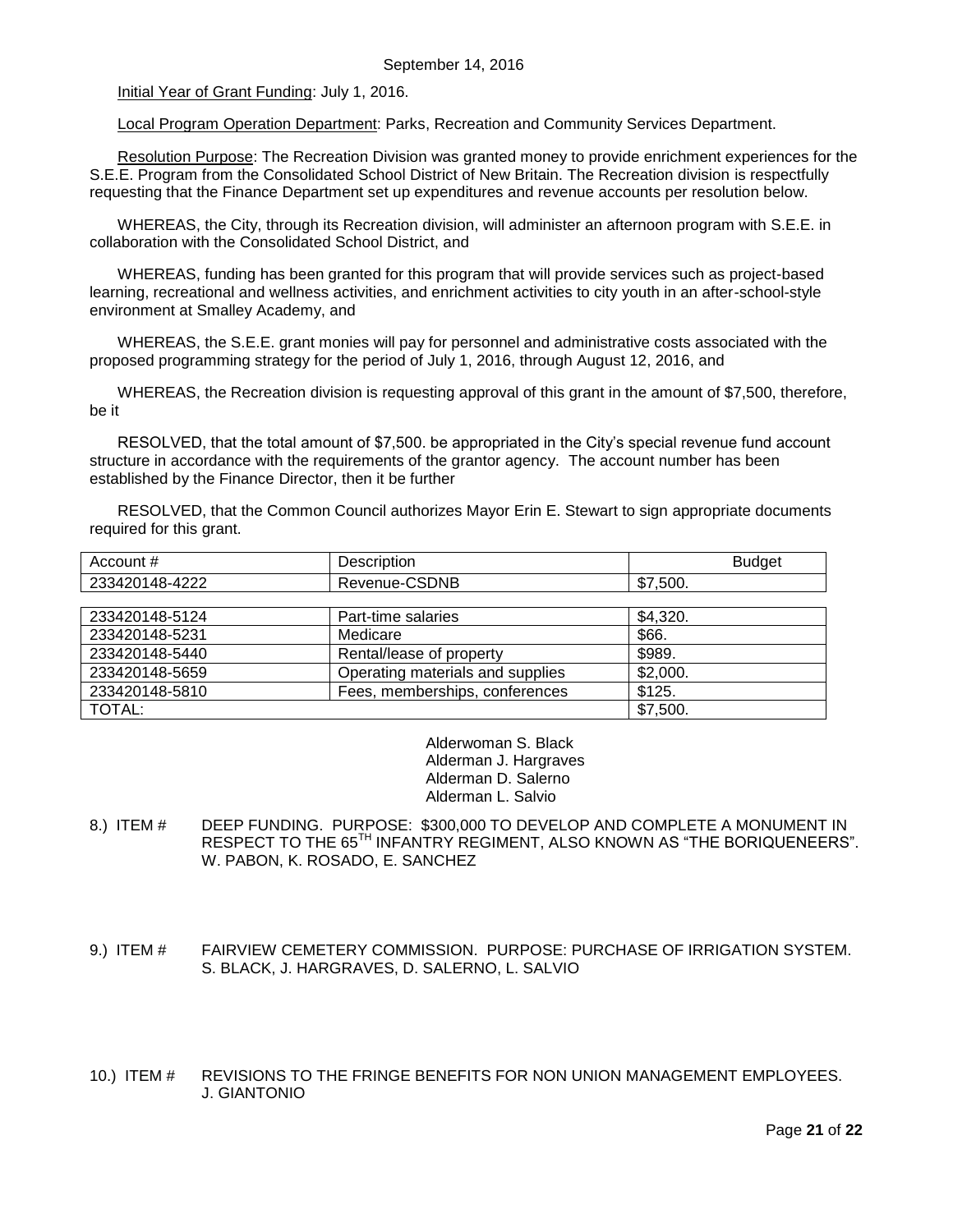Initial Year of Grant Funding: July 1, 2016.

Local Program Operation Department: Parks, Recreation and Community Services Department.

Resolution Purpose: The Recreation Division was granted money to provide enrichment experiences for the S.E.E. Program from the Consolidated School District of New Britain. The Recreation division is respectfully requesting that the Finance Department set up expenditures and revenue accounts per resolution below.

WHEREAS, the City, through its Recreation division, will administer an afternoon program with S.E.E. in collaboration with the Consolidated School District, and

WHEREAS, funding has been granted for this program that will provide services such as project-based learning, recreational and wellness activities, and enrichment activities to city youth in an after-school-style environment at Smalley Academy, and

WHEREAS, the S.E.E. grant monies will pay for personnel and administrative costs associated with the proposed programming strategy for the period of July 1, 2016, through August 12, 2016, and

WHEREAS, the Recreation division is requesting approval of this grant in the amount of $7,500, therefore, be it

RESOLVED, that the total amount of $7,500. be appropriated in the City's special revenue fund account structure in accordance with the requirements of the grantor agency. The account number has been established by the Finance Director, then it be further

RESOLVED, that the Common Council authorizes Mayor Erin E. Stewart to sign appropriate documents required for this grant.

| Account # | Description | Budget |
|---|---|---|
| 233420148-4222 | Revenue-CSDNB | $7,500. |
| 233420148-5124 | Part-time salaries | $4,320. |
| 233420148-5231 | Medicare | $66. |
| 233420148-5440 | Rental/lease of property | $989. |
| 233420148-5659 | Operating materials and supplies | $2,000. |
| 233420148-5810 | Fees, memberships, conferences | $125. |
| TOTAL: | | $7,500. |

Alderwoman S. Black
Alderman J. Hargraves
Alderman D. Salerno
Alderman L. Salvio

8.) ITEM # DEEP FUNDING. PURPOSE: $300,000 TO DEVELOP AND COMPLETE A MONUMENT IN RESPECT TO THE 65TH INFANTRY REGIMENT, ALSO KNOWN AS "THE BORIQUENEERS". W. PABON, K. ROSADO, E. SANCHEZ

9.) ITEM # FAIRVIEW CEMETERY COMMISSION. PURPOSE: PURCHASE OF IRRIGATION SYSTEM. S. BLACK, J. HARGRAVES, D. SALERNO, L. SALVIO

10.) ITEM # REVISIONS TO THE FRINGE BENEFITS FOR NON UNION MANAGEMENT EMPLOYEES. J. GIANTONIO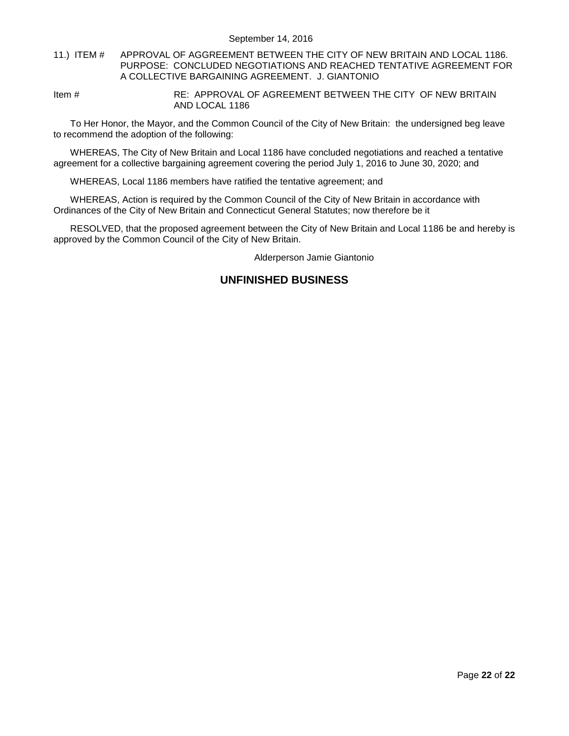11.) ITEM # APPROVAL OF AGGREEMENT BETWEEN THE CITY OF NEW BRITAIN AND LOCAL 1186. PURPOSE: CONCLUDED NEGOTIATIONS AND REACHED TENTATIVE AGREEMENT FOR A COLLECTIVE BARGAINING AGREEMENT. J. GIANTONIO

Item # RE: APPROVAL OF AGREEMENT BETWEEN THE CITY OF NEW BRITAIN AND LOCAL 1186

To Her Honor, the Mayor, and the Common Council of the City of New Britain: the undersigned beg leave to recommend the adoption of the following:

WHEREAS, The City of New Britain and Local 1186 have concluded negotiations and reached a tentative agreement for a collective bargaining agreement covering the period July 1, 2016 to June 30, 2020; and

WHEREAS, Local 1186 members have ratified the tentative agreement; and

WHEREAS, Action is required by the Common Council of the City of New Britain in accordance with Ordinances of the City of New Britain and Connecticut General Statutes; now therefore be it

RESOLVED, that the proposed agreement between the City of New Britain and Local 1186 be and hereby is approved by the Common Council of the City of New Britain.

Alderperson Jamie Giantonio

## UNFINISHED BUSINESS